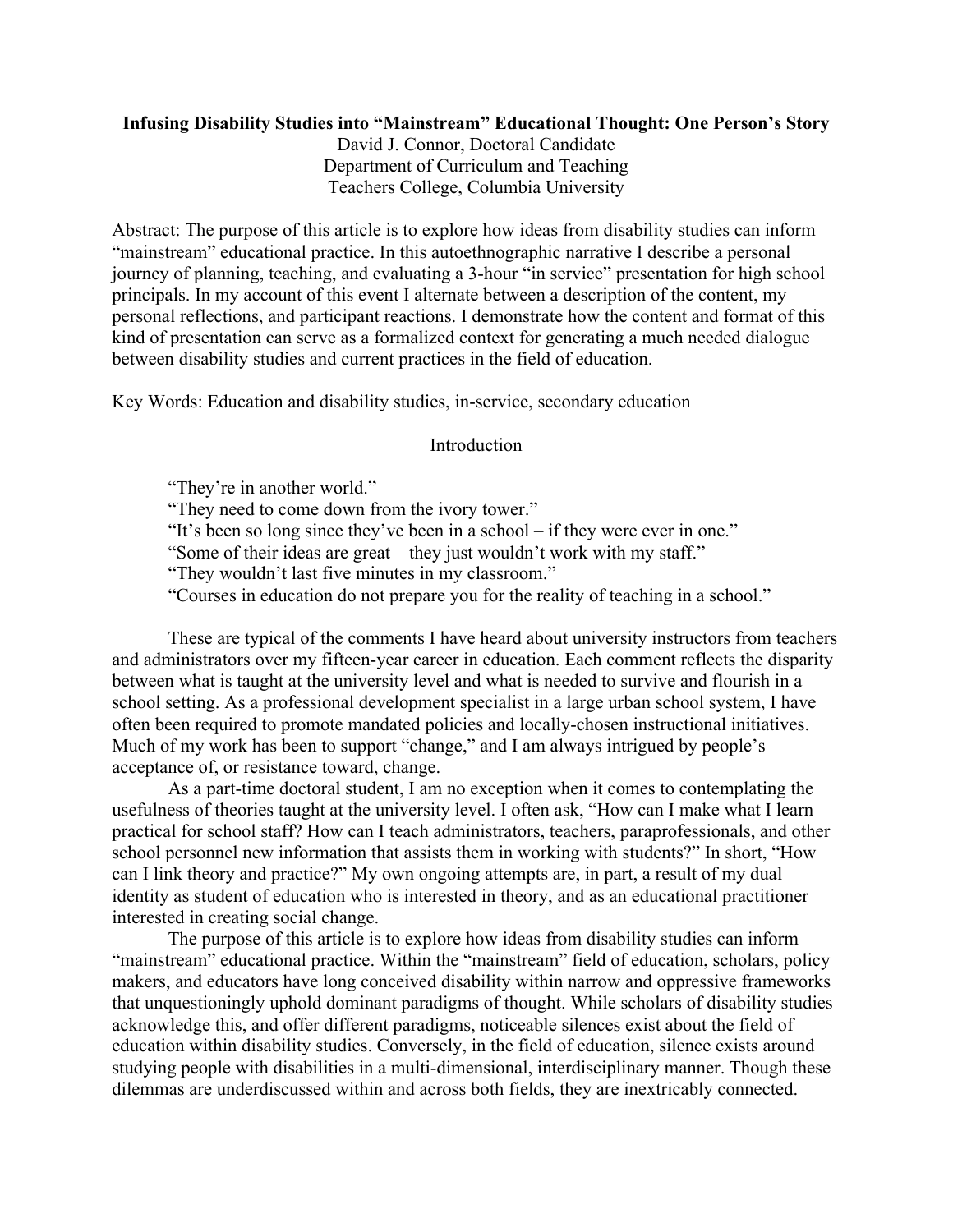**Infusing Disability Studies into "Mainstream" Educational Thought: One Person's Story**

David J. Connor, Doctoral Candidate
Department of Curriculum and Teaching
Teachers College, Columbia University

Abstract: The purpose of this article is to explore how ideas from disability studies can inform "mainstream" educational practice. In this autoethnographic narrative I describe a personal journey of planning, teaching, and evaluating a 3-hour "in service" presentation for high school principals. In my account of this event I alternate between a description of the content, my personal reflections, and participant reactions. I demonstrate how the content and format of this kind of presentation can serve as a formalized context for generating a much needed dialogue between disability studies and current practices in the field of education.

Key Words: Education and disability studies, in-service, secondary education

## Introduction

> "They're in another world."
> "They need to come down from the ivory tower."
> "It's been so long since they've been in a school – if they were ever in one."
> "Some of their ideas are great – they just wouldn't work with my staff."
> "They wouldn't last five minutes in my classroom."
> "Courses in education do not prepare you for the reality of teaching in a school."

These are typical of the comments I have heard about university instructors from teachers and administrators over my fifteen-year career in education. Each comment reflects the disparity between what is taught at the university level and what is needed to survive and flourish in a school setting. As a professional development specialist in a large urban school system, I have often been required to promote mandated policies and locally-chosen instructional initiatives. Much of my work has been to support "change," and I am always intrigued by people's acceptance of, or resistance toward, change.

As a part-time doctoral student, I am no exception when it comes to contemplating the usefulness of theories taught at the university level. I often ask, "How can I make what I learn practical for school staff? How can I teach administrators, teachers, paraprofessionals, and other school personnel new information that assists them in working with students?" In short, "How can I link theory and practice?" My own ongoing attempts are, in part, a result of my dual identity as student of education who is interested in theory, and as an educational practitioner interested in creating social change.

The purpose of this article is to explore how ideas from disability studies can inform "mainstream" educational practice. Within the "mainstream" field of education, scholars, policy makers, and educators have long conceived disability within narrow and oppressive frameworks that unquestioningly uphold dominant paradigms of thought. While scholars of disability studies acknowledge this, and offer different paradigms, noticeable silences exist about the field of education within disability studies. Conversely, in the field of education, silence exists around studying people with disabilities in a multi-dimensional, interdisciplinary manner. Though these dilemmas are underdiscussed within and across both fields, they are inextricably connected.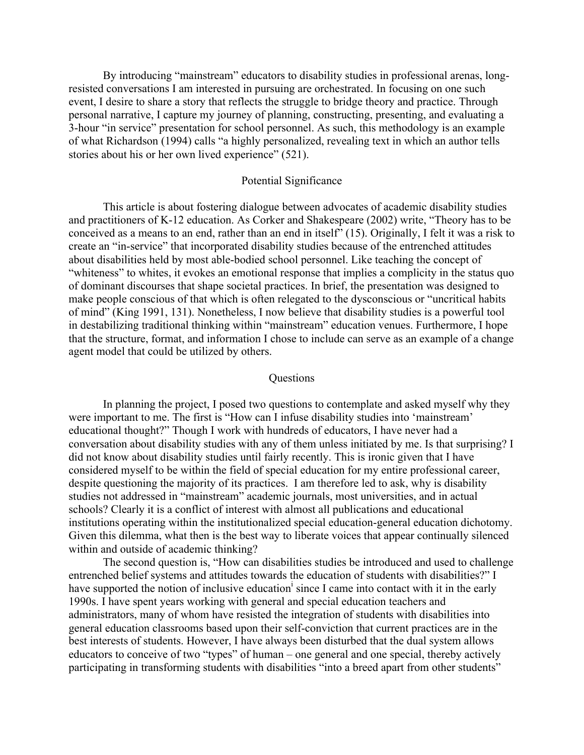By introducing "mainstream" educators to disability studies in professional arenas, long-resisted conversations I am interested in pursuing are orchestrated. In focusing on one such event, I desire to share a story that reflects the struggle to bridge theory and practice. Through personal narrative, I capture my journey of planning, constructing, presenting, and evaluating a 3-hour "in service" presentation for school personnel. As such, this methodology is an example of what Richardson (1994) calls "a highly personalized, revealing text in which an author tells stories about his or her own lived experience" (521).

## Potential Significance

This article is about fostering dialogue between advocates of academic disability studies and practitioners of K-12 education. As Corker and Shakespeare (2002) write, "Theory has to be conceived as a means to an end, rather than an end in itself" (15). Originally, I felt it was a risk to create an "in-service" that incorporated disability studies because of the entrenched attitudes about disabilities held by most able-bodied school personnel. Like teaching the concept of "whiteness" to whites, it evokes an emotional response that implies a complicity in the status quo of dominant discourses that shape societal practices. In brief, the presentation was designed to make people conscious of that which is often relegated to the dysconscious or "uncritical habits of mind" (King 1991, 131). Nonetheless, I now believe that disability studies is a powerful tool in destabilizing traditional thinking within "mainstream" education venues. Furthermore, I hope that the structure, format, and information I chose to include can serve as an example of a change agent model that could be utilized by others.

## Questions

In planning the project, I posed two questions to contemplate and asked myself why they were important to me. The first is "How can I infuse disability studies into 'mainstream' educational thought?" Though I work with hundreds of educators, I have never had a conversation about disability studies with any of them unless initiated by me. Is that surprising? I did not know about disability studies until fairly recently. This is ironic given that I have considered myself to be within the field of special education for my entire professional career, despite questioning the majority of its practices. I am therefore led to ask, why is disability studies not addressed in "mainstream" academic journals, most universities, and in actual schools? Clearly it is a conflict of interest with almost all publications and educational institutions operating within the institutionalized special education-general education dichotomy. Given this dilemma, what then is the best way to liberate voices that appear continually silenced within and outside of academic thinking?

The second question is, "How can disabilities studies be introduced and used to challenge entrenched belief systems and attitudes towards the education of students with disabilities?" I have supported the notion of inclusive education[i] since I came into contact with it in the early 1990s. I have spent years working with general and special education teachers and administrators, many of whom have resisted the integration of students with disabilities into general education classrooms based upon their self-conviction that current practices are in the best interests of students. However, I have always been disturbed that the dual system allows educators to conceive of two "types" of human – one general and one special, thereby actively participating in transforming students with disabilities "into a breed apart from other students"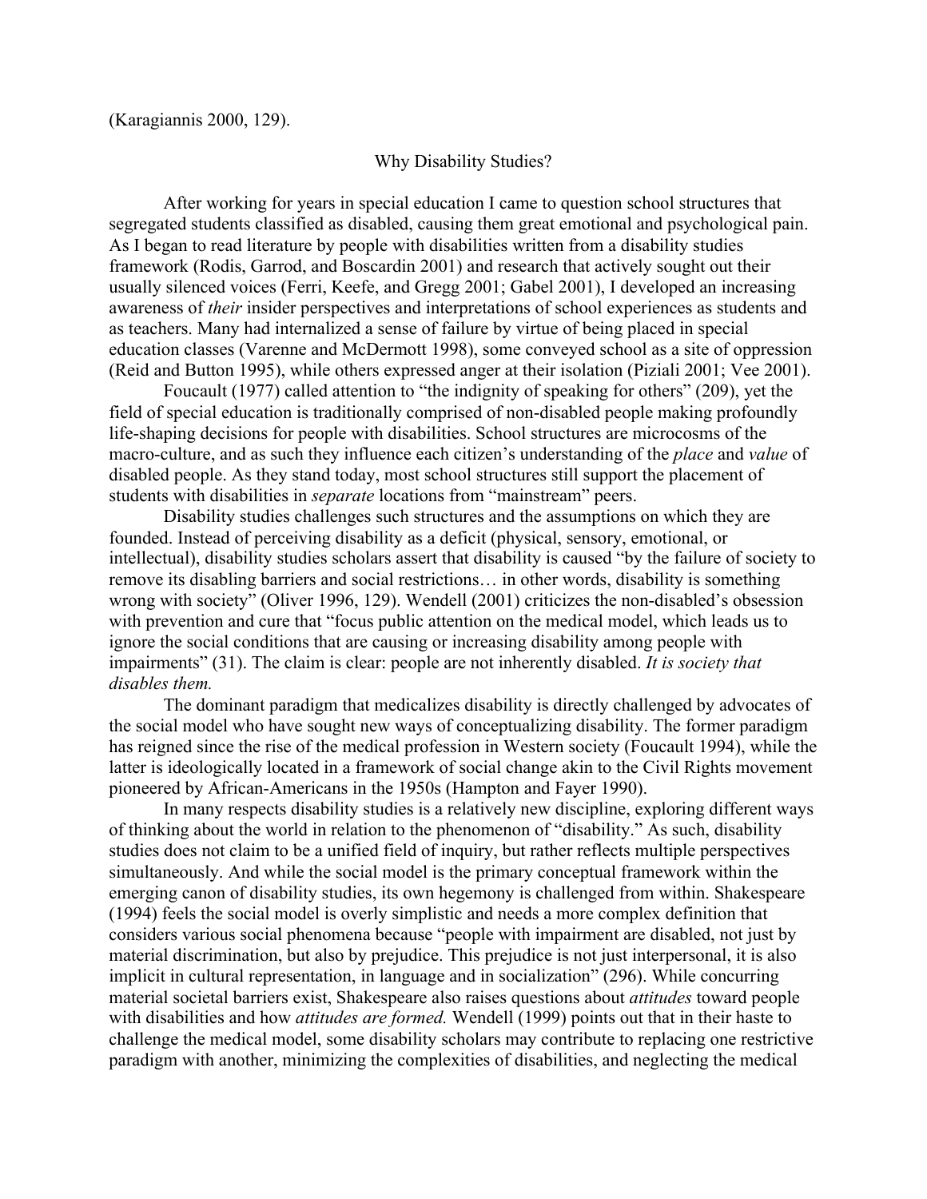(Karagiannis 2000, 129).

## Why Disability Studies?

After working for years in special education I came to question school structures that segregated students classified as disabled, causing them great emotional and psychological pain. As I began to read literature by people with disabilities written from a disability studies framework (Rodis, Garrod, and Boscardin 2001) and research that actively sought out their usually silenced voices (Ferri, Keefe, and Gregg 2001; Gabel 2001), I developed an increasing awareness of *their* insider perspectives and interpretations of school experiences as students and as teachers. Many had internalized a sense of failure by virtue of being placed in special education classes (Varenne and McDermott 1998), some conveyed school as a site of oppression (Reid and Button 1995), while others expressed anger at their isolation (Piziali 2001; Vee 2001).

Foucault (1977) called attention to "the indignity of speaking for others" (209), yet the field of special education is traditionally comprised of non-disabled people making profoundly life-shaping decisions for people with disabilities. School structures are microcosms of the macro-culture, and as such they influence each citizen's understanding of the *place* and *value* of disabled people. As they stand today, most school structures still support the placement of students with disabilities in *separate* locations from "mainstream" peers.

Disability studies challenges such structures and the assumptions on which they are founded. Instead of perceiving disability as a deficit (physical, sensory, emotional, or intellectual), disability studies scholars assert that disability is caused "by the failure of society to remove its disabling barriers and social restrictions… in other words, disability is something wrong with society" (Oliver 1996, 129). Wendell (2001) criticizes the non-disabled's obsession with prevention and cure that "focus public attention on the medical model, which leads us to ignore the social conditions that are causing or increasing disability among people with impairments" (31). The claim is clear: people are not inherently disabled. *It is society that disables them.*

The dominant paradigm that medicalizes disability is directly challenged by advocates of the social model who have sought new ways of conceptualizing disability. The former paradigm has reigned since the rise of the medical profession in Western society (Foucault 1994), while the latter is ideologically located in a framework of social change akin to the Civil Rights movement pioneered by African-Americans in the 1950s (Hampton and Fayer 1990).

In many respects disability studies is a relatively new discipline, exploring different ways of thinking about the world in relation to the phenomenon of "disability." As such, disability studies does not claim to be a unified field of inquiry, but rather reflects multiple perspectives simultaneously. And while the social model is the primary conceptual framework within the emerging canon of disability studies, its own hegemony is challenged from within. Shakespeare (1994) feels the social model is overly simplistic and needs a more complex definition that considers various social phenomena because "people with impairment are disabled, not just by material discrimination, but also by prejudice. This prejudice is not just interpersonal, it is also implicit in cultural representation, in language and in socialization" (296). While concurring material societal barriers exist, Shakespeare also raises questions about *attitudes* toward people with disabilities and how *attitudes are formed.* Wendell (1999) points out that in their haste to challenge the medical model, some disability scholars may contribute to replacing one restrictive paradigm with another, minimizing the complexities of disabilities, and neglecting the medical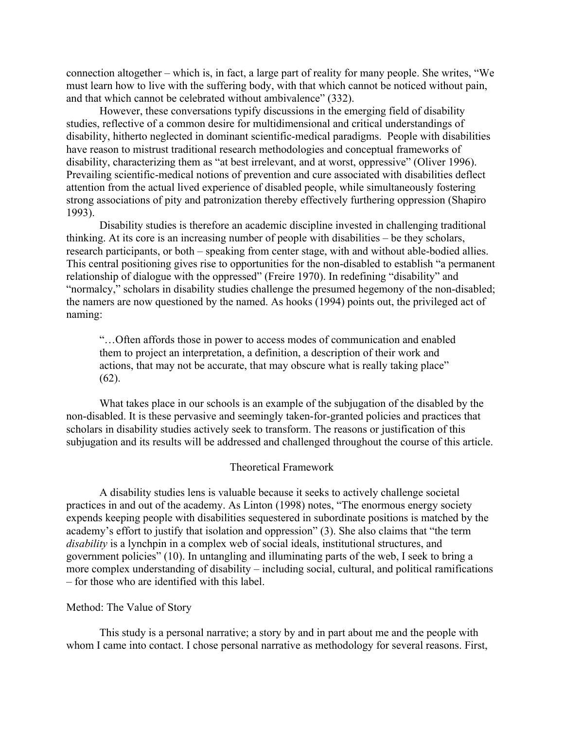connection altogether – which is, in fact, a large part of reality for many people. She writes, "We must learn how to live with the suffering body, with that which cannot be noticed without pain, and that which cannot be celebrated without ambivalence" (332).

However, these conversations typify discussions in the emerging field of disability studies, reflective of a common desire for multidimensional and critical understandings of disability, hitherto neglected in dominant scientific-medical paradigms. People with disabilities have reason to mistrust traditional research methodologies and conceptual frameworks of disability, characterizing them as "at best irrelevant, and at worst, oppressive" (Oliver 1996). Prevailing scientific-medical notions of prevention and cure associated with disabilities deflect attention from the actual lived experience of disabled people, while simultaneously fostering strong associations of pity and patronization thereby effectively furthering oppression (Shapiro 1993).

Disability studies is therefore an academic discipline invested in challenging traditional thinking. At its core is an increasing number of people with disabilities – be they scholars, research participants, or both – speaking from center stage, with and without able-bodied allies. This central positioning gives rise to opportunities for the non-disabled to establish "a permanent relationship of dialogue with the oppressed" (Freire 1970). In redefining "disability" and "normalcy," scholars in disability studies challenge the presumed hegemony of the non-disabled; the namers are now questioned by the named. As hooks (1994) points out, the privileged act of naming:

> "…Often affords those in power to access modes of communication and enabled them to project an interpretation, a definition, a description of their work and actions, that may not be accurate, that may obscure what is really taking place" (62).

What takes place in our schools is an example of the subjugation of the disabled by the non-disabled. It is these pervasive and seemingly taken-for-granted policies and practices that scholars in disability studies actively seek to transform. The reasons or justification of this subjugation and its results will be addressed and challenged throughout the course of this article.

## Theoretical Framework

A disability studies lens is valuable because it seeks to actively challenge societal practices in and out of the academy. As Linton (1998) notes, "The enormous energy society expends keeping people with disabilities sequestered in subordinate positions is matched by the academy's effort to justify that isolation and oppression" (3). She also claims that "the term *disability* is a lynchpin in a complex web of social ideals, institutional structures, and government policies" (10). In untangling and illuminating parts of the web, I seek to bring a more complex understanding of disability – including social, cultural, and political ramifications – for those who are identified with this label.

### Method: The Value of Story

This study is a personal narrative; a story by and in part about me and the people with whom I came into contact. I chose personal narrative as methodology for several reasons. First,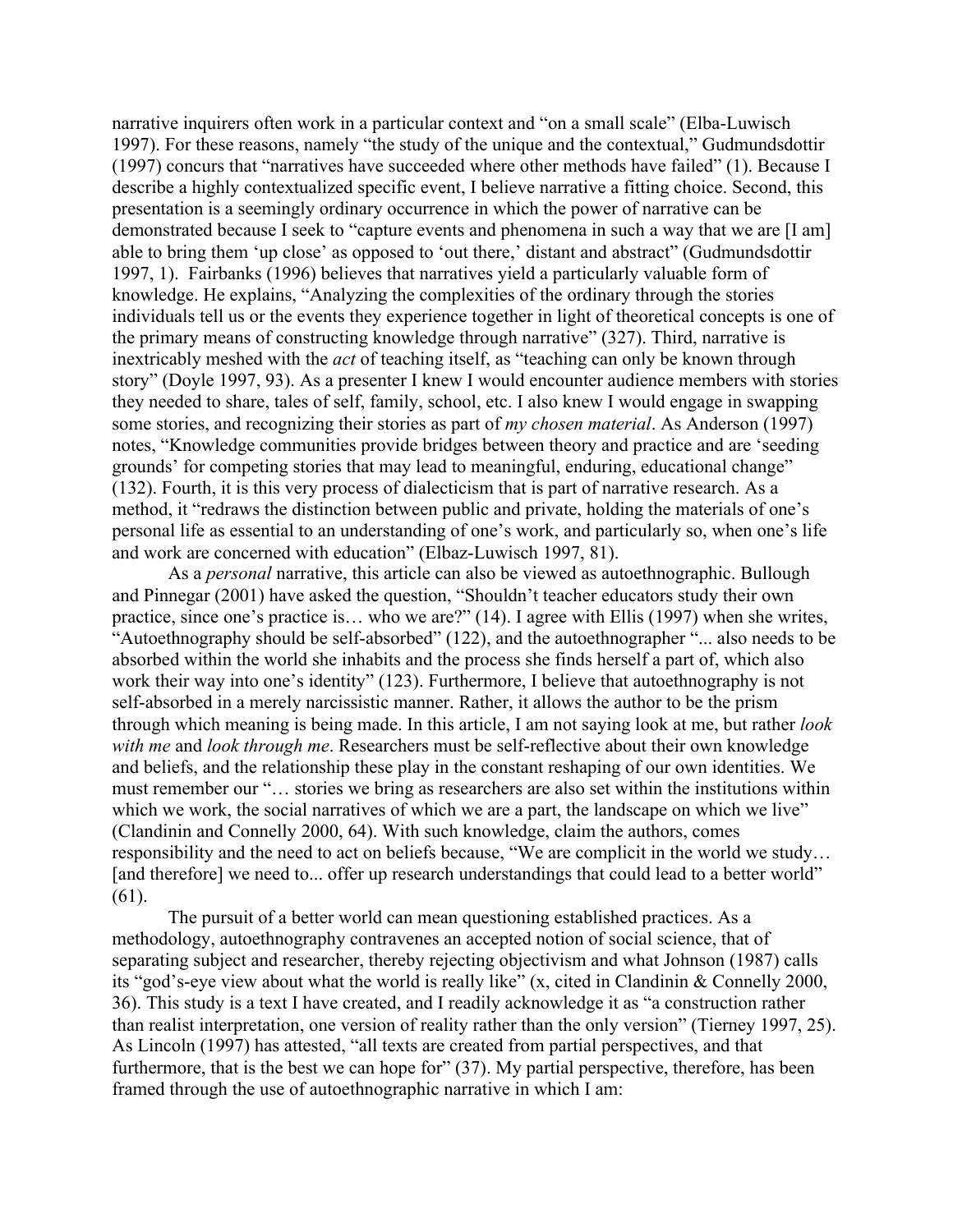narrative inquirers often work in a particular context and "on a small scale" (Elba-Luwisch 1997). For these reasons, namely "the study of the unique and the contextual," Gudmundsdottir (1997) concurs that "narratives have succeeded where other methods have failed" (1). Because I describe a highly contextualized specific event, I believe narrative a fitting choice. Second, this presentation is a seemingly ordinary occurrence in which the power of narrative can be demonstrated because I seek to "capture events and phenomena in such a way that we are [I am] able to bring them 'up close' as opposed to 'out there,' distant and abstract" (Gudmundsdottir 1997, 1). Fairbanks (1996) believes that narratives yield a particularly valuable form of knowledge. He explains, "Analyzing the complexities of the ordinary through the stories individuals tell us or the events they experience together in light of theoretical concepts is one of the primary means of constructing knowledge through narrative" (327). Third, narrative is inextricably meshed with the *act* of teaching itself, as "teaching can only be known through story" (Doyle 1997, 93). As a presenter I knew I would encounter audience members with stories they needed to share, tales of self, family, school, etc. I also knew I would engage in swapping some stories, and recognizing their stories as part of *my chosen material*. As Anderson (1997) notes, "Knowledge communities provide bridges between theory and practice and are 'seeding grounds' for competing stories that may lead to meaningful, enduring, educational change" (132). Fourth, it is this very process of dialecticism that is part of narrative research. As a method, it "redraws the distinction between public and private, holding the materials of one's personal life as essential to an understanding of one's work, and particularly so, when one's life and work are concerned with education" (Elbaz-Luwisch 1997, 81).

As a *personal* narrative, this article can also be viewed as autoethnographic. Bullough and Pinnegar (2001) have asked the question, "Shouldn't teacher educators study their own practice, since one's practice is… who we are?" (14). I agree with Ellis (1997) when she writes, "Autoethnography should be self-absorbed" (122), and the autoethnographer "... also needs to be absorbed within the world she inhabits and the process she finds herself a part of, which also work their way into one's identity" (123). Furthermore, I believe that autoethnography is not self-absorbed in a merely narcissistic manner. Rather, it allows the author to be the prism through which meaning is being made. In this article, I am not saying look at me, but rather *look with me* and *look through me*. Researchers must be self-reflective about their own knowledge and beliefs, and the relationship these play in the constant reshaping of our own identities. We must remember our "… stories we bring as researchers are also set within the institutions within which we work, the social narratives of which we are a part, the landscape on which we live" (Clandinin and Connelly 2000, 64). With such knowledge, claim the authors, comes responsibility and the need to act on beliefs because, "We are complicit in the world we study… [and therefore] we need to... offer up research understandings that could lead to a better world" (61).

The pursuit of a better world can mean questioning established practices. As a methodology, autoethnography contravenes an accepted notion of social science, that of separating subject and researcher, thereby rejecting objectivism and what Johnson (1987) calls its "god's-eye view about what the world is really like" (x, cited in Clandinin & Connelly 2000, 36). This study is a text I have created, and I readily acknowledge it as "a construction rather than realist interpretation, one version of reality rather than the only version" (Tierney 1997, 25). As Lincoln (1997) has attested, "all texts are created from partial perspectives, and that furthermore, that is the best we can hope for" (37). My partial perspective, therefore, has been framed through the use of autoethnographic narrative in which I am: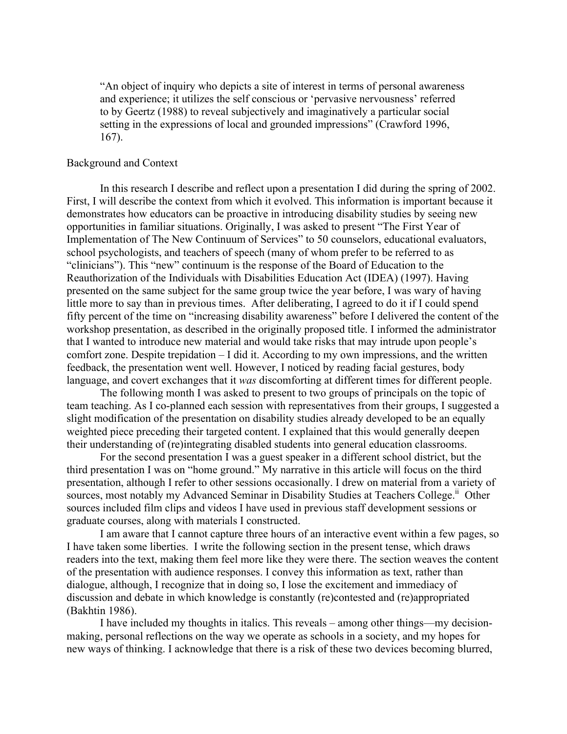> "An object of inquiry who depicts a site of interest in terms of personal awareness and experience; it utilizes the self conscious or 'pervasive nervousness' referred to by Geertz (1988) to reveal subjectively and imaginatively a particular social setting in the expressions of local and grounded impressions" (Crawford 1996, 167).

## Background and Context

In this research I describe and reflect upon a presentation I did during the spring of 2002. First, I will describe the context from which it evolved. This information is important because it demonstrates how educators can be proactive in introducing disability studies by seeing new opportunities in familiar situations. Originally, I was asked to present "The First Year of Implementation of The New Continuum of Services" to 50 counselors, educational evaluators, school psychologists, and teachers of speech (many of whom prefer to be referred to as "clinicians"). This "new" continuum is the response of the Board of Education to the Reauthorization of the Individuals with Disabilities Education Act (IDEA) (1997). Having presented on the same subject for the same group twice the year before, I was wary of having little more to say than in previous times. After deliberating, I agreed to do it if I could spend fifty percent of the time on "increasing disability awareness" before I delivered the content of the workshop presentation, as described in the originally proposed title. I informed the administrator that I wanted to introduce new material and would take risks that may intrude upon people's comfort zone. Despite trepidation – I did it. According to my own impressions, and the written feedback, the presentation went well. However, I noticed by reading facial gestures, body language, and covert exchanges that it *was* discomforting at different times for different people.

The following month I was asked to present to two groups of principals on the topic of team teaching. As I co-planned each session with representatives from their groups, I suggested a slight modification of the presentation on disability studies already developed to be an equally weighted piece preceding their targeted content. I explained that this would generally deepen their understanding of (re)integrating disabled students into general education classrooms.

For the second presentation I was a guest speaker in a different school district, but the third presentation I was on "home ground." My narrative in this article will focus on the third presentation, although I refer to other sessions occasionally. I drew on material from a variety of sources, most notably my Advanced Seminar in Disability Studies at Teachers College.[ii] Other sources included film clips and videos I have used in previous staff development sessions or graduate courses, along with materials I constructed.

I am aware that I cannot capture three hours of an interactive event within a few pages, so I have taken some liberties. I write the following section in the present tense, which draws readers into the text, making them feel more like they were there. The section weaves the content of the presentation with audience responses. I convey this information as text, rather than dialogue, although, I recognize that in doing so, I lose the excitement and immediacy of discussion and debate in which knowledge is constantly (re)contested and (re)appropriated (Bakhtin 1986).

I have included my thoughts in italics. This reveals – among other things—my decision-making, personal reflections on the way we operate as schools in a society, and my hopes for new ways of thinking. I acknowledge that there is a risk of these two devices becoming blurred,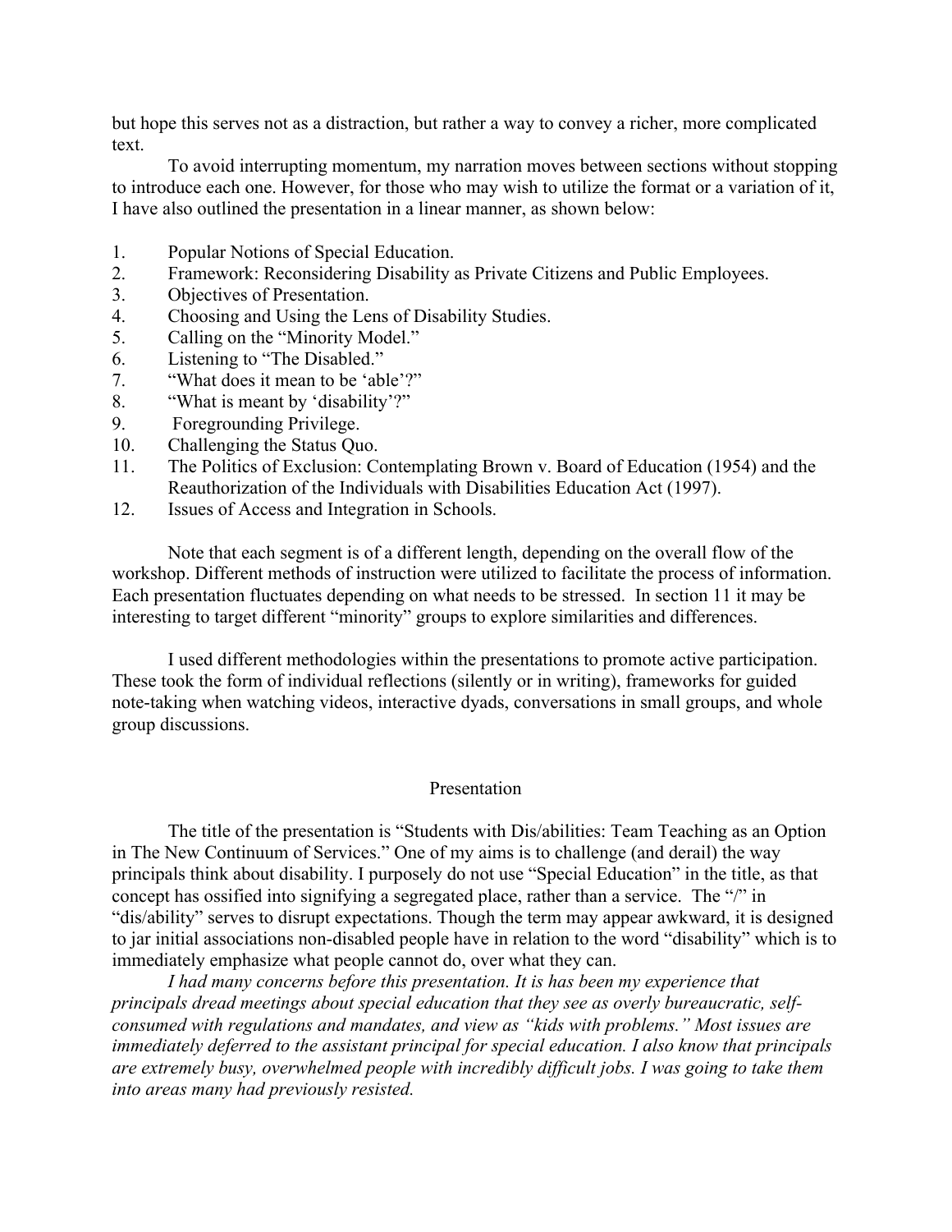but hope this serves not as a distraction, but rather a way to convey a richer, more complicated text.

To avoid interrupting momentum, my narration moves between sections without stopping to introduce each one. However, for those who may wish to utilize the format or a variation of it, I have also outlined the presentation in a linear manner, as shown below:

1. Popular Notions of Special Education.
2. Framework: Reconsidering Disability as Private Citizens and Public Employees.
3. Objectives of Presentation.
4. Choosing and Using the Lens of Disability Studies.
5. Calling on the "Minority Model."
6. Listening to "The Disabled."
7. "What does it mean to be 'able'?"
8. "What is meant by 'disability'?"
9. Foregrounding Privilege.
10. Challenging the Status Quo.
11. The Politics of Exclusion: Contemplating Brown v. Board of Education (1954) and the Reauthorization of the Individuals with Disabilities Education Act (1997).
12. Issues of Access and Integration in Schools.

Note that each segment is of a different length, depending on the overall flow of the workshop. Different methods of instruction were utilized to facilitate the process of information. Each presentation fluctuates depending on what needs to be stressed. In section 11 it may be interesting to target different "minority" groups to explore similarities and differences.

I used different methodologies within the presentations to promote active participation. These took the form of individual reflections (silently or in writing), frameworks for guided note-taking when watching videos, interactive dyads, conversations in small groups, and whole group discussions.

## Presentation

The title of the presentation is "Students with Dis/abilities: Team Teaching as an Option in The New Continuum of Services." One of my aims is to challenge (and derail) the way principals think about disability. I purposely do not use "Special Education" in the title, as that concept has ossified into signifying a segregated place, rather than a service. The "/" in "dis/ability" serves to disrupt expectations. Though the term may appear awkward, it is designed to jar initial associations non-disabled people have in relation to the word "disability" which is to immediately emphasize what people cannot do, over what they can.

*I had many concerns before this presentation. It is has been my experience that principals dread meetings about special education that they see as overly bureaucratic, self-consumed with regulations and mandates, and view as "kids with problems." Most issues are immediately deferred to the assistant principal for special education. I also know that principals are extremely busy, overwhelmed people with incredibly difficult jobs. I was going to take them into areas many had previously resisted.*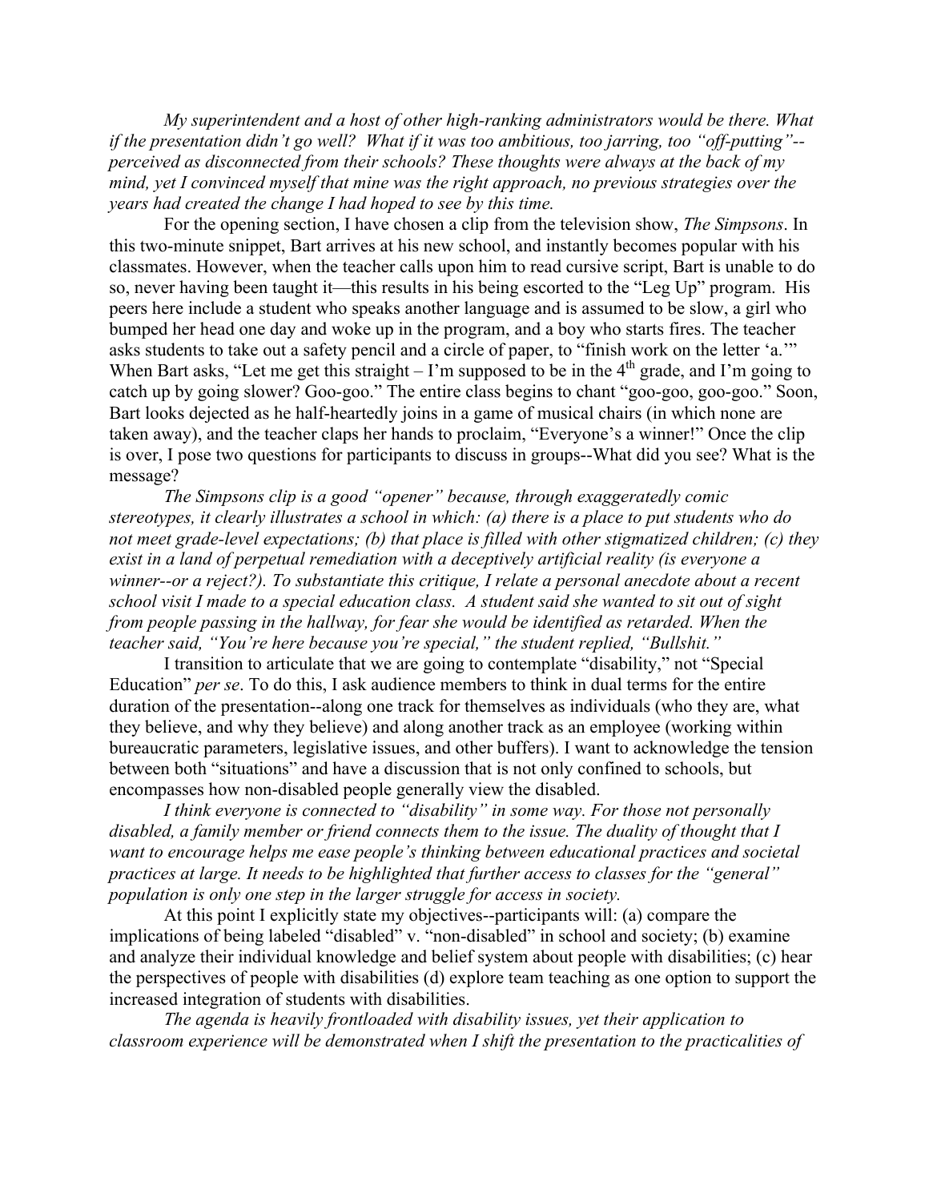*My superintendent and a host of other high-ranking administrators would be there. What if the presentation didn't go well? What if it was too ambitious, too jarring, too "off-putting"--perceived as disconnected from their schools? These thoughts were always at the back of my mind, yet I convinced myself that mine was the right approach, no previous strategies over the years had created the change I had hoped to see by this time.*

For the opening section, I have chosen a clip from the television show, *The Simpsons*. In this two-minute snippet, Bart arrives at his new school, and instantly becomes popular with his classmates. However, when the teacher calls upon him to read cursive script, Bart is unable to do so, never having been taught it—this results in his being escorted to the "Leg Up" program. His peers here include a student who speaks another language and is assumed to be slow, a girl who bumped her head one day and woke up in the program, and a boy who starts fires. The teacher asks students to take out a safety pencil and a circle of paper, to "finish work on the letter 'a.'" When Bart asks, "Let me get this straight – I'm supposed to be in the 4th grade, and I'm going to catch up by going slower? Goo-goo." The entire class begins to chant "goo-goo, goo-goo." Soon, Bart looks dejected as he half-heartedly joins in a game of musical chairs (in which none are taken away), and the teacher claps her hands to proclaim, "Everyone's a winner!" Once the clip is over, I pose two questions for participants to discuss in groups--What did you see? What is the message?

*The Simpsons clip is a good "opener" because, through exaggeratedly comic stereotypes, it clearly illustrates a school in which: (a) there is a place to put students who do not meet grade-level expectations; (b) that place is filled with other stigmatized children; (c) they exist in a land of perpetual remediation with a deceptively artificial reality (is everyone a winner--or a reject?). To substantiate this critique, I relate a personal anecdote about a recent school visit I made to a special education class. A student said she wanted to sit out of sight from people passing in the hallway, for fear she would be identified as retarded. When the teacher said, "You're here because you're special," the student replied, "Bullshit."*

I transition to articulate that we are going to contemplate "disability," not "Special Education" *per se*. To do this, I ask audience members to think in dual terms for the entire duration of the presentation--along one track for themselves as individuals (who they are, what they believe, and why they believe) and along another track as an employee (working within bureaucratic parameters, legislative issues, and other buffers). I want to acknowledge the tension between both "situations" and have a discussion that is not only confined to schools, but encompasses how non-disabled people generally view the disabled.

*I think everyone is connected to "disability" in some way. For those not personally disabled, a family member or friend connects them to the issue. The duality of thought that I want to encourage helps me ease people's thinking between educational practices and societal practices at large. It needs to be highlighted that further access to classes for the "general" population is only one step in the larger struggle for access in society.*

At this point I explicitly state my objectives--participants will: (a) compare the implications of being labeled "disabled" v. "non-disabled" in school and society; (b) examine and analyze their individual knowledge and belief system about people with disabilities; (c) hear the perspectives of people with disabilities (d) explore team teaching as one option to support the increased integration of students with disabilities.

*The agenda is heavily frontloaded with disability issues, yet their application to classroom experience will be demonstrated when I shift the presentation to the practicalities of*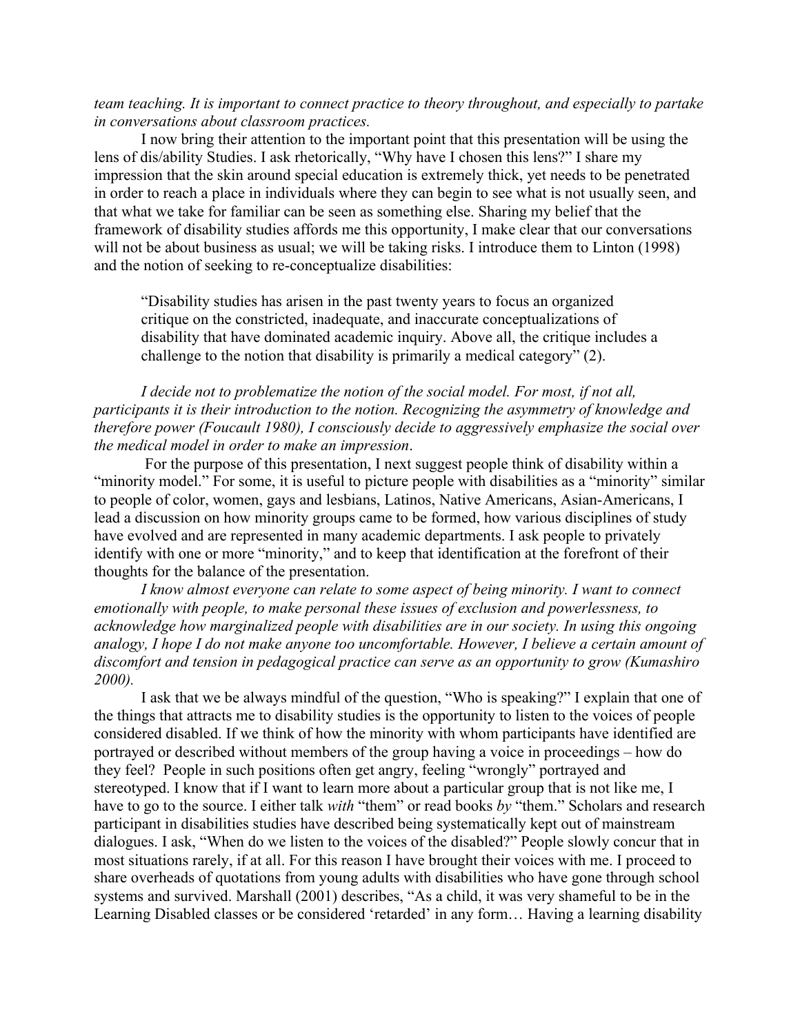*team teaching. It is important to connect practice to theory throughout, and especially to partake in conversations about classroom practices.*

I now bring their attention to the important point that this presentation will be using the lens of dis/ability Studies. I ask rhetorically, "Why have I chosen this lens?" I share my impression that the skin around special education is extremely thick, yet needs to be penetrated in order to reach a place in individuals where they can begin to see what is not usually seen, and that what we take for familiar can be seen as something else. Sharing my belief that the framework of disability studies affords me this opportunity, I make clear that our conversations will not be about business as usual; we will be taking risks. I introduce them to Linton (1998) and the notion of seeking to re-conceptualize disabilities:

> "Disability studies has arisen in the past twenty years to focus an organized critique on the constricted, inadequate, and inaccurate conceptualizations of disability that have dominated academic inquiry. Above all, the critique includes a challenge to the notion that disability is primarily a medical category" (2).

*I decide not to problematize the notion of the social model. For most, if not all, participants it is their introduction to the notion. Recognizing the asymmetry of knowledge and therefore power (Foucault 1980), I consciously decide to aggressively emphasize the social over the medical model in order to make an impression.*

For the purpose of this presentation, I next suggest people think of disability within a "minority model." For some, it is useful to picture people with disabilities as a "minority" similar to people of color, women, gays and lesbians, Latinos, Native Americans, Asian-Americans, I lead a discussion on how minority groups came to be formed, how various disciplines of study have evolved and are represented in many academic departments. I ask people to privately identify with one or more "minority," and to keep that identification at the forefront of their thoughts for the balance of the presentation.

*I know almost everyone can relate to some aspect of being minority. I want to connect emotionally with people, to make personal these issues of exclusion and powerlessness, to acknowledge how marginalized people with disabilities are in our society. In using this ongoing analogy, I hope I do not make anyone too uncomfortable. However, I believe a certain amount of discomfort and tension in pedagogical practice can serve as an opportunity to grow (Kumashiro 2000).*

I ask that we be always mindful of the question, "Who is speaking?" I explain that one of the things that attracts me to disability studies is the opportunity to listen to the voices of people considered disabled. If we think of how the minority with whom participants have identified are portrayed or described without members of the group having a voice in proceedings – how do they feel? People in such positions often get angry, feeling "wrongly" portrayed and stereotyped. I know that if I want to learn more about a particular group that is not like me, I have to go to the source. I either talk *with* "them" or read books *by* "them." Scholars and research participant in disabilities studies have described being systematically kept out of mainstream dialogues. I ask, "When do we listen to the voices of the disabled?" People slowly concur that in most situations rarely, if at all. For this reason I have brought their voices with me. I proceed to share overheads of quotations from young adults with disabilities who have gone through school systems and survived. Marshall (2001) describes, "As a child, it was very shameful to be in the Learning Disabled classes or be considered 'retarded' in any form… Having a learning disability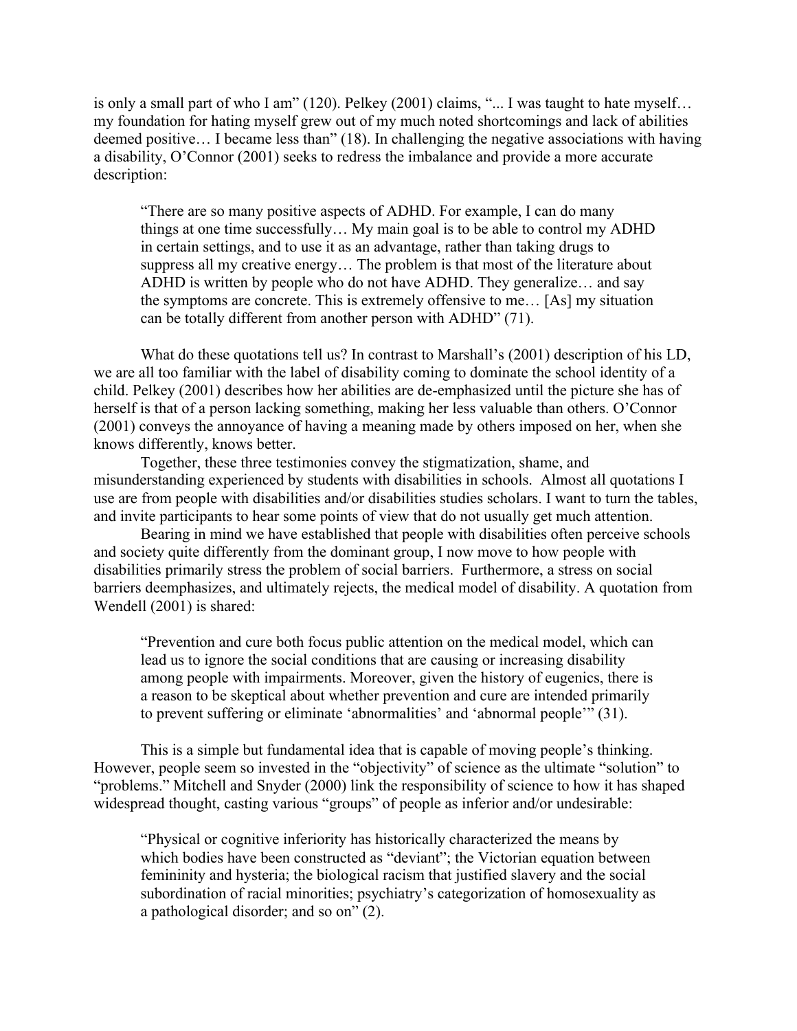is only a small part of who I am" (120). Pelkey (2001) claims, "... I was taught to hate myself… my foundation for hating myself grew out of my much noted shortcomings and lack of abilities deemed positive… I became less than" (18). In challenging the negative associations with having a disability, O'Connor (2001) seeks to redress the imbalance and provide a more accurate description:

> "There are so many positive aspects of ADHD. For example, I can do many things at one time successfully… My main goal is to be able to control my ADHD in certain settings, and to use it as an advantage, rather than taking drugs to suppress all my creative energy… The problem is that most of the literature about ADHD is written by people who do not have ADHD. They generalize… and say the symptoms are concrete. This is extremely offensive to me… [As] my situation can be totally different from another person with ADHD" (71).

What do these quotations tell us? In contrast to Marshall's (2001) description of his LD, we are all too familiar with the label of disability coming to dominate the school identity of a child. Pelkey (2001) describes how her abilities are de-emphasized until the picture she has of herself is that of a person lacking something, making her less valuable than others. O'Connor (2001) conveys the annoyance of having a meaning made by others imposed on her, when she knows differently, knows better.

Together, these three testimonies convey the stigmatization, shame, and misunderstanding experienced by students with disabilities in schools. Almost all quotations I use are from people with disabilities and/or disabilities studies scholars. I want to turn the tables, and invite participants to hear some points of view that do not usually get much attention.

Bearing in mind we have established that people with disabilities often perceive schools and society quite differently from the dominant group, I now move to how people with disabilities primarily stress the problem of social barriers. Furthermore, a stress on social barriers deemphasizes, and ultimately rejects, the medical model of disability. A quotation from Wendell (2001) is shared:

> "Prevention and cure both focus public attention on the medical model, which can lead us to ignore the social conditions that are causing or increasing disability among people with impairments. Moreover, given the history of eugenics, there is a reason to be skeptical about whether prevention and cure are intended primarily to prevent suffering or eliminate 'abnormalities' and 'abnormal people'" (31).

This is a simple but fundamental idea that is capable of moving people's thinking. However, people seem so invested in the "objectivity" of science as the ultimate "solution" to "problems." Mitchell and Snyder (2000) link the responsibility of science to how it has shaped widespread thought, casting various "groups" of people as inferior and/or undesirable:

> "Physical or cognitive inferiority has historically characterized the means by which bodies have been constructed as "deviant"; the Victorian equation between femininity and hysteria; the biological racism that justified slavery and the social subordination of racial minorities; psychiatry's categorization of homosexuality as a pathological disorder; and so on" (2).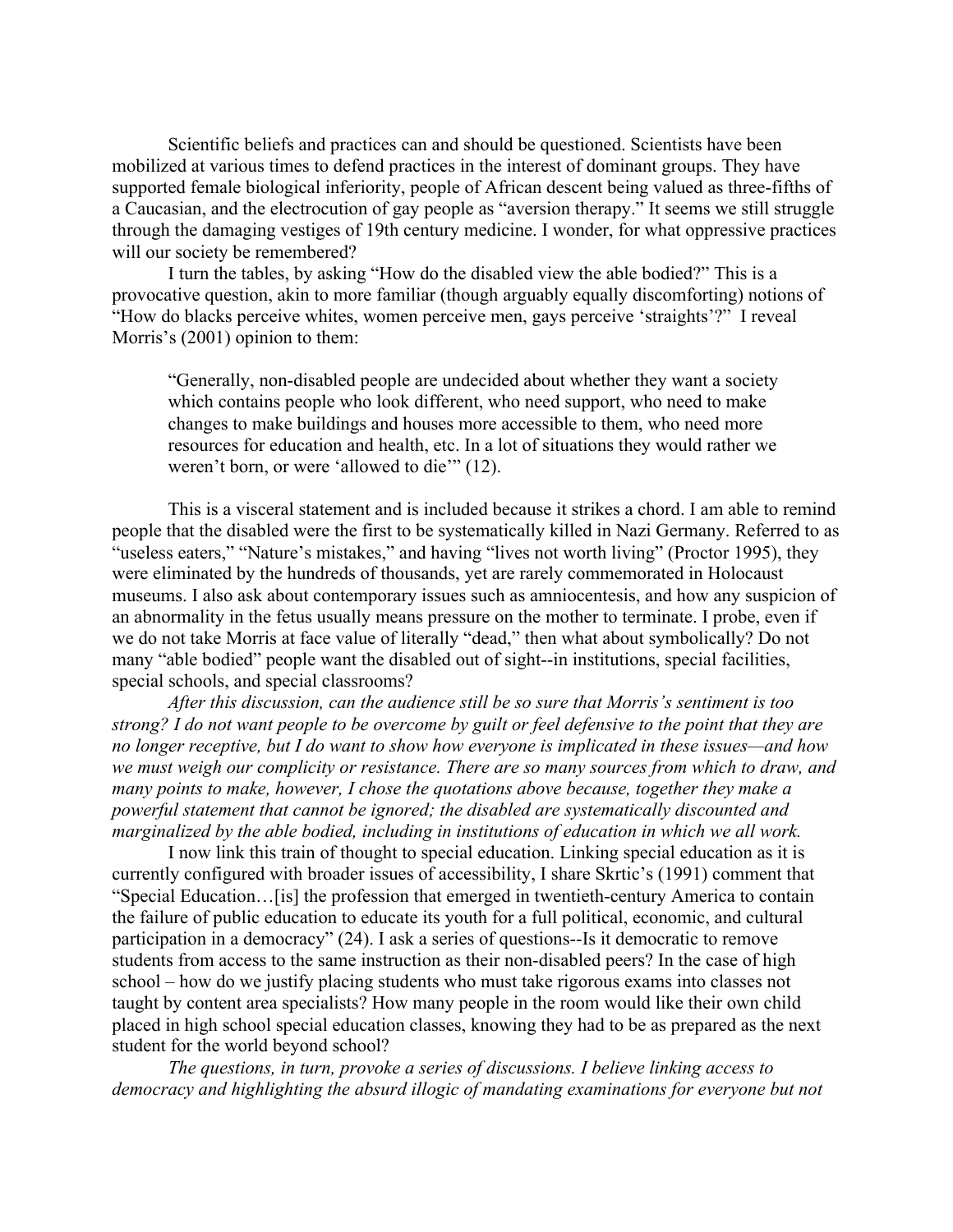Scientific beliefs and practices can and should be questioned. Scientists have been mobilized at various times to defend practices in the interest of dominant groups. They have supported female biological inferiority, people of African descent being valued as three-fifths of a Caucasian, and the electrocution of gay people as "aversion therapy." It seems we still struggle through the damaging vestiges of 19th century medicine. I wonder, for what oppressive practices will our society be remembered?

I turn the tables, by asking "How do the disabled view the able bodied?" This is a provocative question, akin to more familiar (though arguably equally discomforting) notions of "How do blacks perceive whites, women perceive men, gays perceive 'straights'?" I reveal Morris's (2001) opinion to them:

> "Generally, non-disabled people are undecided about whether they want a society which contains people who look different, who need support, who need to make changes to make buildings and houses more accessible to them, who need more resources for education and health, etc. In a lot of situations they would rather we weren't born, or were 'allowed to die'" (12).

This is a visceral statement and is included because it strikes a chord. I am able to remind people that the disabled were the first to be systematically killed in Nazi Germany. Referred to as "useless eaters," "Nature's mistakes," and having "lives not worth living" (Proctor 1995), they were eliminated by the hundreds of thousands, yet are rarely commemorated in Holocaust museums. I also ask about contemporary issues such as amniocentesis, and how any suspicion of an abnormality in the fetus usually means pressure on the mother to terminate. I probe, even if we do not take Morris at face value of literally "dead," then what about symbolically? Do not many "able bodied" people want the disabled out of sight--in institutions, special facilities, special schools, and special classrooms?

*After this discussion, can the audience still be so sure that Morris's sentiment is too strong? I do not want people to be overcome by guilt or feel defensive to the point that they are no longer receptive, but I do want to show how everyone is implicated in these issues—and how we must weigh our complicity or resistance. There are so many sources from which to draw, and many points to make, however, I chose the quotations above because, together they make a powerful statement that cannot be ignored; the disabled are systematically discounted and marginalized by the able bodied, including in institutions of education in which we all work.*

I now link this train of thought to special education. Linking special education as it is currently configured with broader issues of accessibility, I share Skrtic's (1991) comment that "Special Education…[is] the profession that emerged in twentieth-century America to contain the failure of public education to educate its youth for a full political, economic, and cultural participation in a democracy" (24). I ask a series of questions--Is it democratic to remove students from access to the same instruction as their non-disabled peers? In the case of high school – how do we justify placing students who must take rigorous exams into classes not taught by content area specialists? How many people in the room would like their own child placed in high school special education classes, knowing they had to be as prepared as the next student for the world beyond school?

*The questions, in turn, provoke a series of discussions. I believe linking access to democracy and highlighting the absurd illogic of mandating examinations for everyone but not*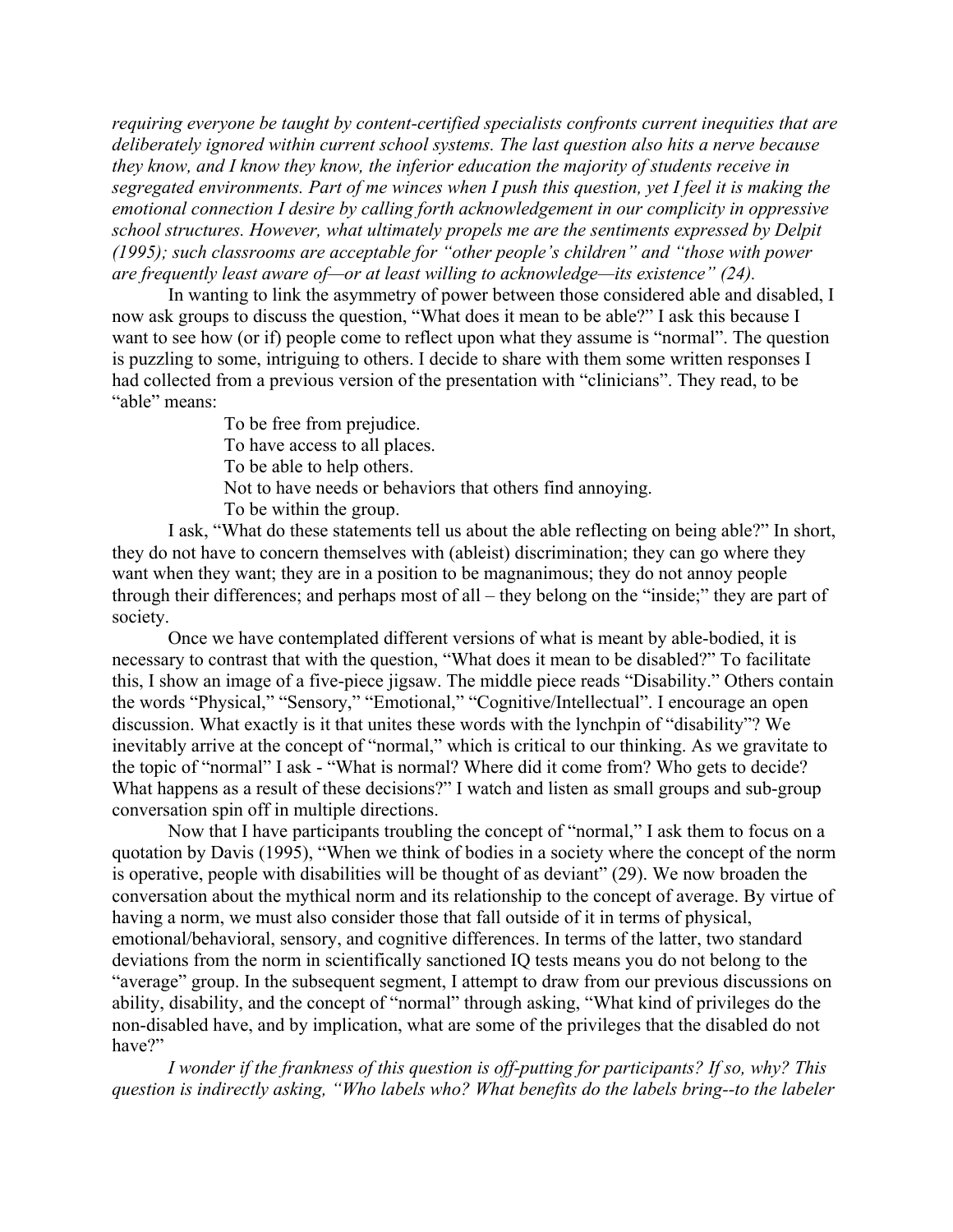*requiring everyone be taught by content-certified specialists confronts current inequities that are deliberately ignored within current school systems. The last question also hits a nerve because they know, and I know they know, the inferior education the majority of students receive in segregated environments. Part of me winces when I push this question, yet I feel it is making the emotional connection I desire by calling forth acknowledgement in our complicity in oppressive school structures. However, what ultimately propels me are the sentiments expressed by Delpit (1995); such classrooms are acceptable for "other people's children" and "those with power are frequently least aware of—or at least willing to acknowledge—its existence" (24).*

In wanting to link the asymmetry of power between those considered able and disabled, I now ask groups to discuss the question, "What does it mean to be able?" I ask this because I want to see how (or if) people come to reflect upon what they assume is "normal". The question is puzzling to some, intriguing to others. I decide to share with them some written responses I had collected from a previous version of the presentation with "clinicians". They read, to be "able" means:

> To be free from prejudice.
> To have access to all places.
> To be able to help others.
> Not to have needs or behaviors that others find annoying.
> To be within the group.

I ask, "What do these statements tell us about the able reflecting on being able?" In short, they do not have to concern themselves with (ableist) discrimination; they can go where they want when they want; they are in a position to be magnanimous; they do not annoy people through their differences; and perhaps most of all – they belong on the "inside;" they are part of society.

Once we have contemplated different versions of what is meant by able-bodied, it is necessary to contrast that with the question, "What does it mean to be disabled?" To facilitate this, I show an image of a five-piece jigsaw. The middle piece reads "Disability." Others contain the words "Physical," "Sensory," "Emotional," "Cognitive/Intellectual". I encourage an open discussion. What exactly is it that unites these words with the lynchpin of "disability"? We inevitably arrive at the concept of "normal," which is critical to our thinking. As we gravitate to the topic of "normal" I ask - "What is normal? Where did it come from? Who gets to decide? What happens as a result of these decisions?" I watch and listen as small groups and sub-group conversation spin off in multiple directions.

Now that I have participants troubling the concept of "normal," I ask them to focus on a quotation by Davis (1995), "When we think of bodies in a society where the concept of the norm is operative, people with disabilities will be thought of as deviant" (29). We now broaden the conversation about the mythical norm and its relationship to the concept of average. By virtue of having a norm, we must also consider those that fall outside of it in terms of physical, emotional/behavioral, sensory, and cognitive differences. In terms of the latter, two standard deviations from the norm in scientifically sanctioned IQ tests means you do not belong to the "average" group. In the subsequent segment, I attempt to draw from our previous discussions on ability, disability, and the concept of "normal" through asking, "What kind of privileges do the non-disabled have, and by implication, what are some of the privileges that the disabled do not have?"

*I wonder if the frankness of this question is off-putting for participants? If so, why? This question is indirectly asking, "Who labels who? What benefits do the labels bring--to the labeler*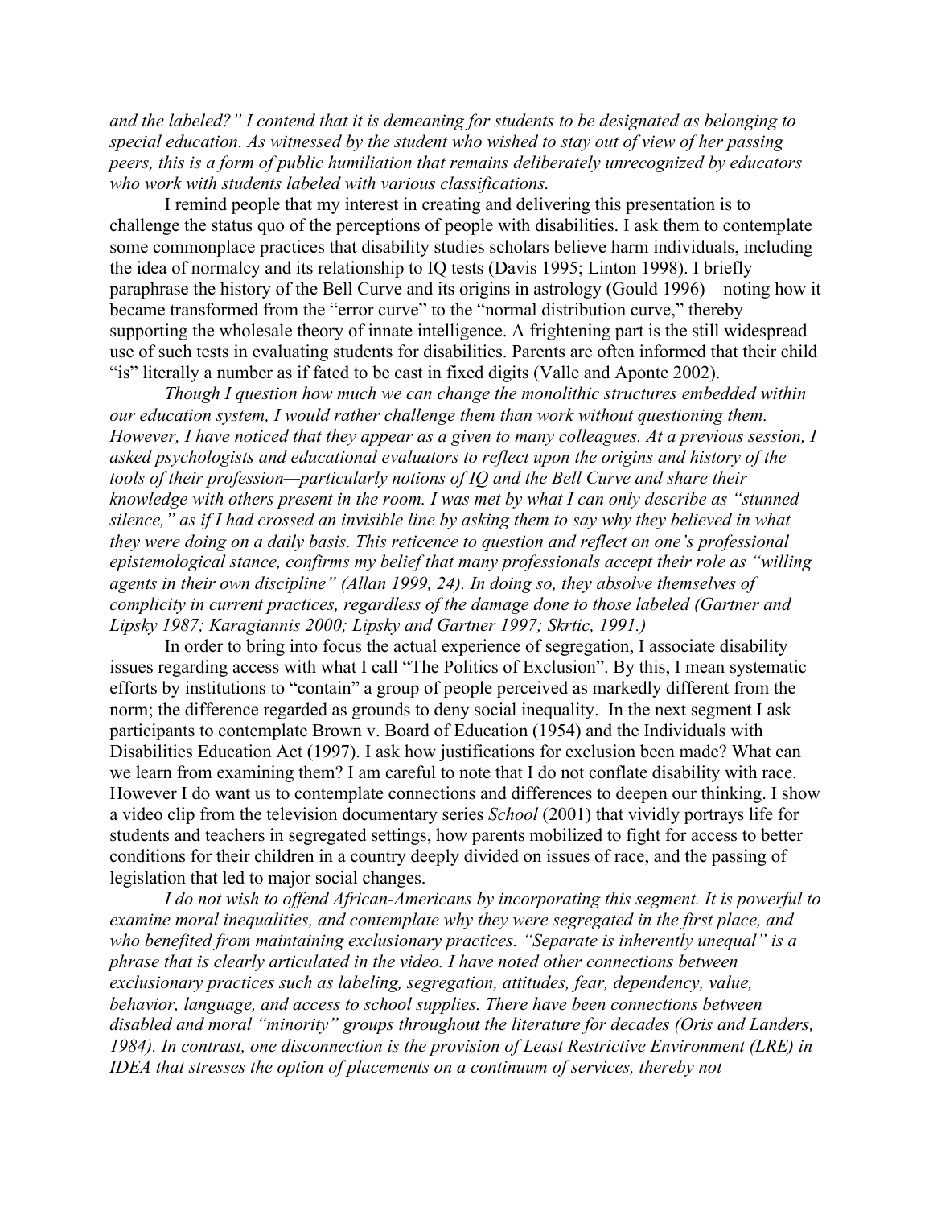*and the labeled?" I contend that it is demeaning for students to be designated as belonging to special education. As witnessed by the student who wished to stay out of view of her passing peers, this is a form of public humiliation that remains deliberately unrecognized by educators who work with students labeled with various classifications.*

I remind people that my interest in creating and delivering this presentation is to challenge the status quo of the perceptions of people with disabilities. I ask them to contemplate some commonplace practices that disability studies scholars believe harm individuals, including the idea of normalcy and its relationship to IQ tests (Davis 1995; Linton 1998). I briefly paraphrase the history of the Bell Curve and its origins in astrology (Gould 1996) – noting how it became transformed from the "error curve" to the "normal distribution curve," thereby supporting the wholesale theory of innate intelligence. A frightening part is the still widespread use of such tests in evaluating students for disabilities. Parents are often informed that their child "is" literally a number as if fated to be cast in fixed digits (Valle and Aponte 2002).

*Though I question how much we can change the monolithic structures embedded within our education system, I would rather challenge them than work without questioning them. However, I have noticed that they appear as a given to many colleagues. At a previous session, I asked psychologists and educational evaluators to reflect upon the origins and history of the tools of their profession—particularly notions of IQ and the Bell Curve and share their knowledge with others present in the room. I was met by what I can only describe as "stunned silence," as if I had crossed an invisible line by asking them to say why they believed in what they were doing on a daily basis. This reticence to question and reflect on one's professional epistemological stance, confirms my belief that many professionals accept their role as "willing agents in their own discipline" (Allan 1999, 24). In doing so, they absolve themselves of complicity in current practices, regardless of the damage done to those labeled (Gartner and Lipsky 1987; Karagiannis 2000; Lipsky and Gartner 1997; Skrtic, 1991.)*

In order to bring into focus the actual experience of segregation, I associate disability issues regarding access with what I call "The Politics of Exclusion". By this, I mean systematic efforts by institutions to "contain" a group of people perceived as markedly different from the norm; the difference regarded as grounds to deny social inequality. In the next segment I ask participants to contemplate Brown v. Board of Education (1954) and the Individuals with Disabilities Education Act (1997). I ask how justifications for exclusion been made? What can we learn from examining them? I am careful to note that I do not conflate disability with race. However I do want us to contemplate connections and differences to deepen our thinking. I show a video clip from the television documentary series *School* (2001) that vividly portrays life for students and teachers in segregated settings, how parents mobilized to fight for access to better conditions for their children in a country deeply divided on issues of race, and the passing of legislation that led to major social changes.

*I do not wish to offend African-Americans by incorporating this segment. It is powerful to examine moral inequalities, and contemplate why they were segregated in the first place, and who benefited from maintaining exclusionary practices. "Separate is inherently unequal" is a phrase that is clearly articulated in the video. I have noted other connections between exclusionary practices such as labeling, segregation, attitudes, fear, dependency, value, behavior, language, and access to school supplies. There have been connections between disabled and moral "minority" groups throughout the literature for decades (Oris and Landers, 1984). In contrast, one disconnection is the provision of Least Restrictive Environment (LRE) in IDEA that stresses the option of placements on a continuum of services, thereby not*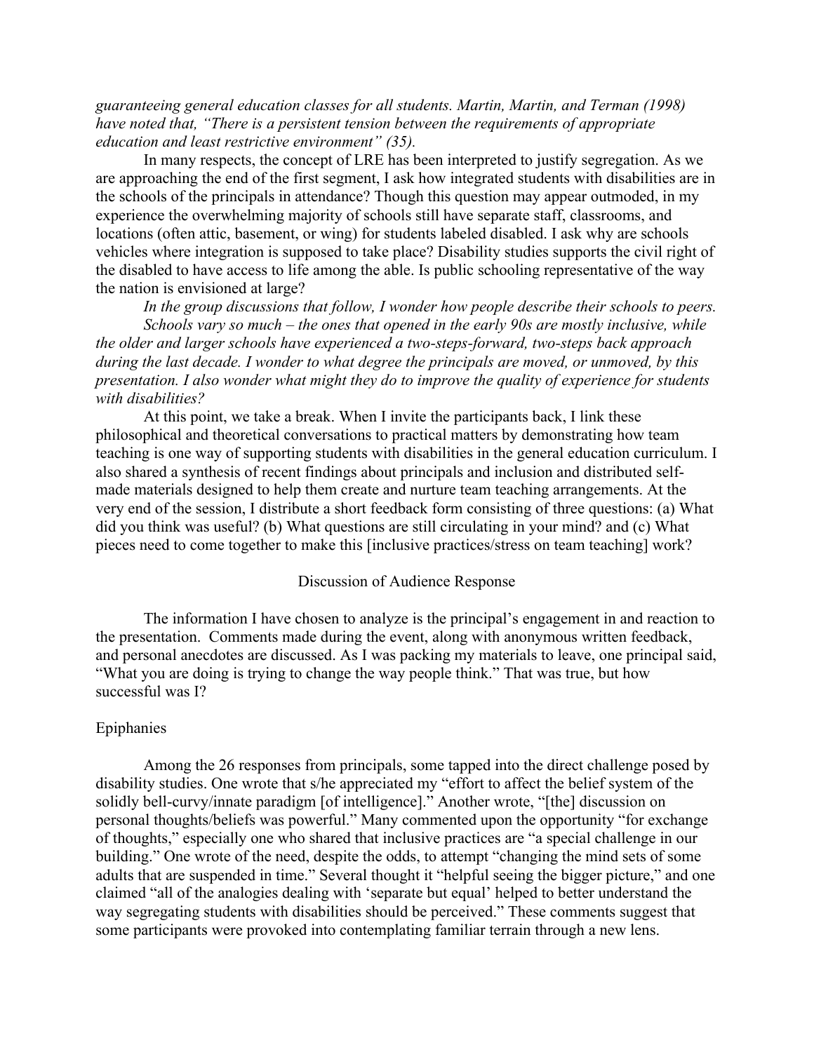*guaranteeing general education classes for all students. Martin, Martin, and Terman (1998) have noted that, "There is a persistent tension between the requirements of appropriate education and least restrictive environment" (35).*

In many respects, the concept of LRE has been interpreted to justify segregation. As we are approaching the end of the first segment, I ask how integrated students with disabilities are in the schools of the principals in attendance? Though this question may appear outmoded, in my experience the overwhelming majority of schools still have separate staff, classrooms, and locations (often attic, basement, or wing) for students labeled disabled. I ask why are schools vehicles where integration is supposed to take place? Disability studies supports the civil right of the disabled to have access to life among the able. Is public schooling representative of the way the nation is envisioned at large?

*In the group discussions that follow, I wonder how people describe their schools to peers.*

*Schools vary so much – the ones that opened in the early 90s are mostly inclusive, while the older and larger schools have experienced a two-steps-forward, two-steps back approach during the last decade. I wonder to what degree the principals are moved, or unmoved, by this presentation. I also wonder what might they do to improve the quality of experience for students with disabilities?*

At this point, we take a break. When I invite the participants back, I link these philosophical and theoretical conversations to practical matters by demonstrating how team teaching is one way of supporting students with disabilities in the general education curriculum. I also shared a synthesis of recent findings about principals and inclusion and distributed self-made materials designed to help them create and nurture team teaching arrangements. At the very end of the session, I distribute a short feedback form consisting of three questions: (a) What did you think was useful? (b) What questions are still circulating in your mind? and (c) What pieces need to come together to make this [inclusive practices/stress on team teaching] work?

## Discussion of Audience Response

The information I have chosen to analyze is the principal's engagement in and reaction to the presentation. Comments made during the event, along with anonymous written feedback, and personal anecdotes are discussed. As I was packing my materials to leave, one principal said, "What you are doing is trying to change the way people think." That was true, but how successful was I?

### Epiphanies

Among the 26 responses from principals, some tapped into the direct challenge posed by disability studies. One wrote that s/he appreciated my "effort to affect the belief system of the solidly bell-curvy/innate paradigm [of intelligence]." Another wrote, "[the] discussion on personal thoughts/beliefs was powerful." Many commented upon the opportunity "for exchange of thoughts," especially one who shared that inclusive practices are "a special challenge in our building." One wrote of the need, despite the odds, to attempt "changing the mind sets of some adults that are suspended in time." Several thought it "helpful seeing the bigger picture," and one claimed "all of the analogies dealing with 'separate but equal' helped to better understand the way segregating students with disabilities should be perceived." These comments suggest that some participants were provoked into contemplating familiar terrain through a new lens.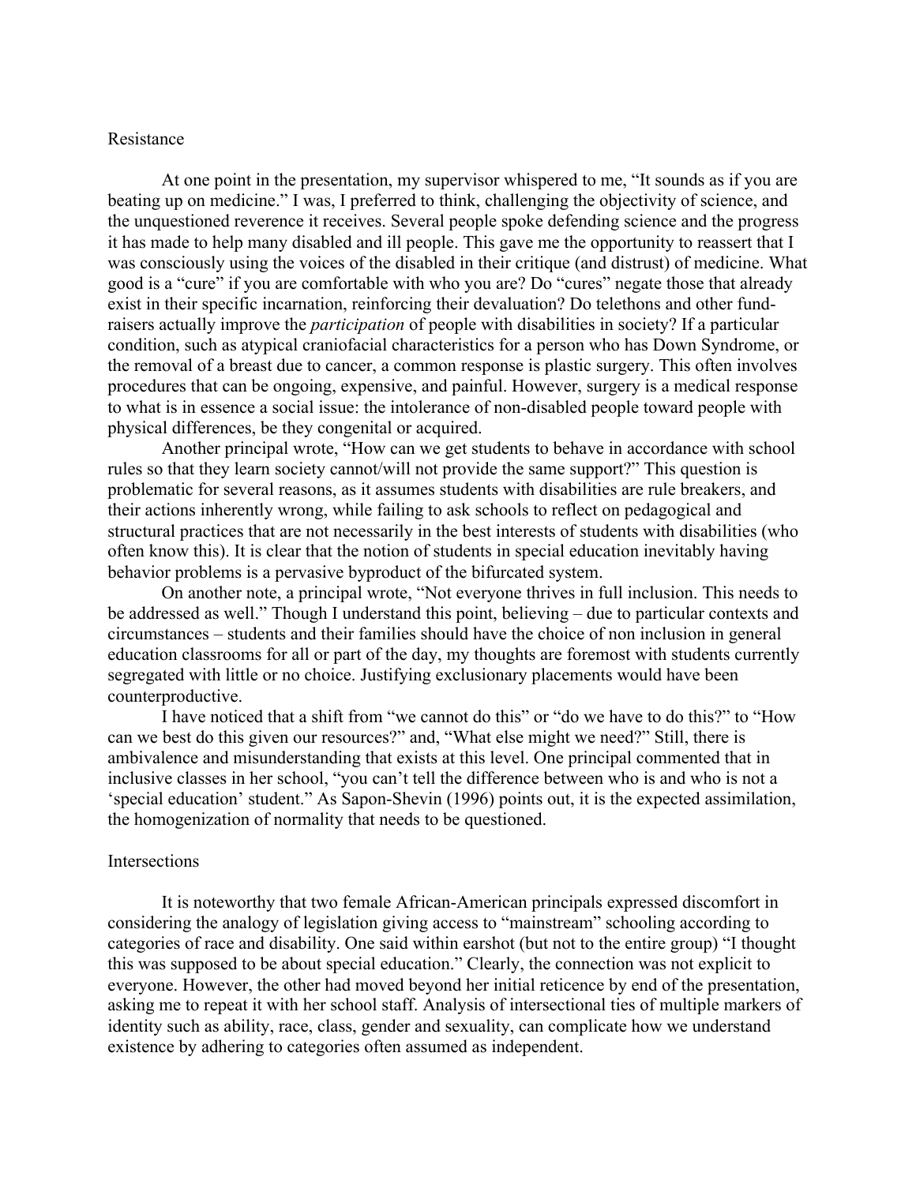## Resistance

At one point in the presentation, my supervisor whispered to me, "It sounds as if you are beating up on medicine." I was, I preferred to think, challenging the objectivity of science, and the unquestioned reverence it receives. Several people spoke defending science and the progress it has made to help many disabled and ill people. This gave me the opportunity to reassert that I was consciously using the voices of the disabled in their critique (and distrust) of medicine. What good is a "cure" if you are comfortable with who you are? Do "cures" negate those that already exist in their specific incarnation, reinforcing their devaluation? Do telethons and other fund-raisers actually improve the *participation* of people with disabilities in society? If a particular condition, such as atypical craniofacial characteristics for a person who has Down Syndrome, or the removal of a breast due to cancer, a common response is plastic surgery. This often involves procedures that can be ongoing, expensive, and painful. However, surgery is a medical response to what is in essence a social issue: the intolerance of non-disabled people toward people with physical differences, be they congenital or acquired.

Another principal wrote, "How can we get students to behave in accordance with school rules so that they learn society cannot/will not provide the same support?" This question is problematic for several reasons, as it assumes students with disabilities are rule breakers, and their actions inherently wrong, while failing to ask schools to reflect on pedagogical and structural practices that are not necessarily in the best interests of students with disabilities (who often know this). It is clear that the notion of students in special education inevitably having behavior problems is a pervasive byproduct of the bifurcated system.

On another note, a principal wrote, "Not everyone thrives in full inclusion. This needs to be addressed as well." Though I understand this point, believing – due to particular contexts and circumstances – students and their families should have the choice of non inclusion in general education classrooms for all or part of the day, my thoughts are foremost with students currently segregated with little or no choice. Justifying exclusionary placements would have been counterproductive.

I have noticed that a shift from "we cannot do this" or "do we have to do this?" to "How can we best do this given our resources?" and, "What else might we need?" Still, there is ambivalence and misunderstanding that exists at this level. One principal commented that in inclusive classes in her school, "you can't tell the difference between who is and who is not a 'special education' student." As Sapon-Shevin (1996) points out, it is the expected assimilation, the homogenization of normality that needs to be questioned.

## Intersections

It is noteworthy that two female African-American principals expressed discomfort in considering the analogy of legislation giving access to "mainstream" schooling according to categories of race and disability. One said within earshot (but not to the entire group) "I thought this was supposed to be about special education." Clearly, the connection was not explicit to everyone. However, the other had moved beyond her initial reticence by end of the presentation, asking me to repeat it with her school staff. Analysis of intersectional ties of multiple markers of identity such as ability, race, class, gender and sexuality, can complicate how we understand existence by adhering to categories often assumed as independent.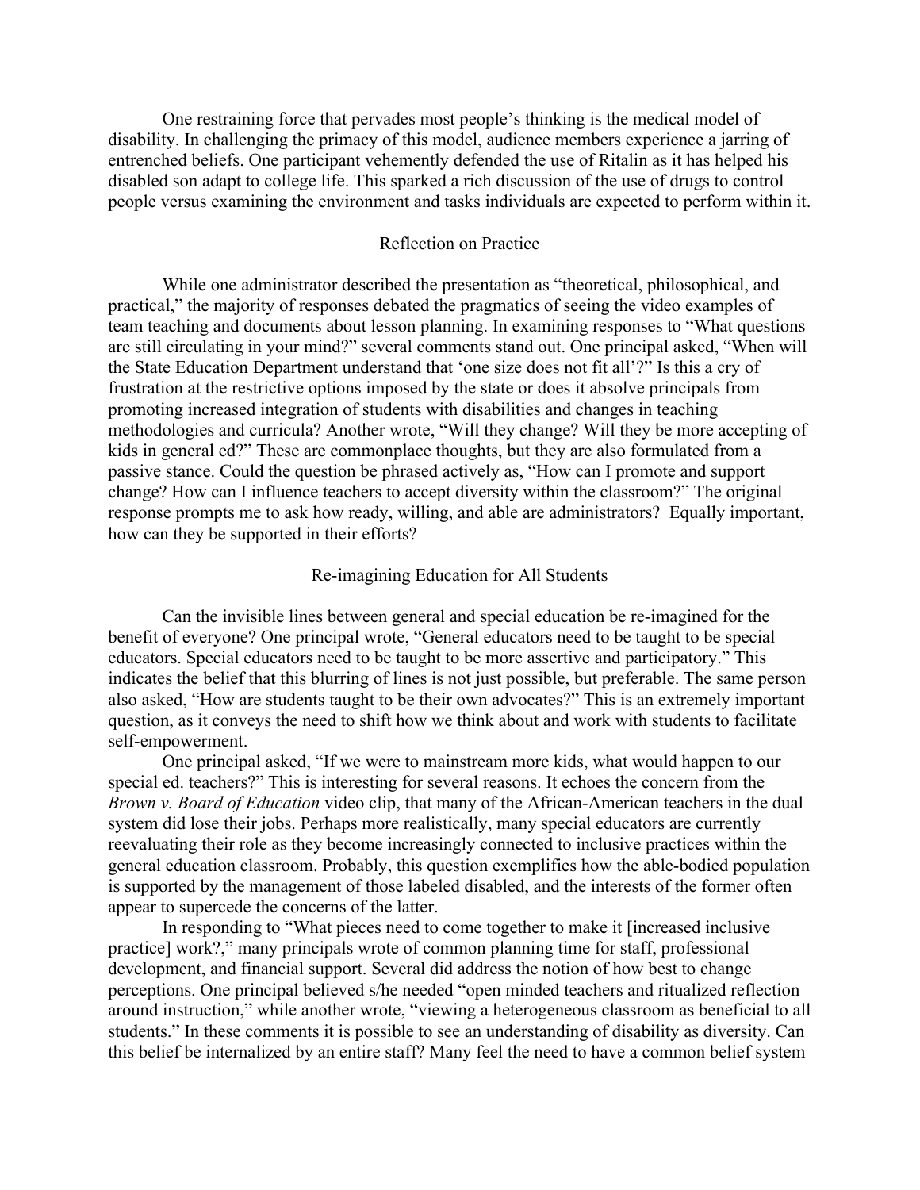One restraining force that pervades most people's thinking is the medical model of disability. In challenging the primacy of this model, audience members experience a jarring of entrenched beliefs. One participant vehemently defended the use of Ritalin as it has helped his disabled son adapt to college life. This sparked a rich discussion of the use of drugs to control people versus examining the environment and tasks individuals are expected to perform within it.

## Reflection on Practice

While one administrator described the presentation as "theoretical, philosophical, and practical," the majority of responses debated the pragmatics of seeing the video examples of team teaching and documents about lesson planning. In examining responses to "What questions are still circulating in your mind?" several comments stand out. One principal asked, "When will the State Education Department understand that 'one size does not fit all'?" Is this a cry of frustration at the restrictive options imposed by the state or does it absolve principals from promoting increased integration of students with disabilities and changes in teaching methodologies and curricula? Another wrote, "Will they change? Will they be more accepting of kids in general ed?" These are commonplace thoughts, but they are also formulated from a passive stance. Could the question be phrased actively as, "How can I promote and support change? How can I influence teachers to accept diversity within the classroom?" The original response prompts me to ask how ready, willing, and able are administrators? Equally important, how can they be supported in their efforts?

## Re-imagining Education for All Students

Can the invisible lines between general and special education be re-imagined for the benefit of everyone? One principal wrote, "General educators need to be taught to be special educators. Special educators need to be taught to be more assertive and participatory." This indicates the belief that this blurring of lines is not just possible, but preferable. The same person also asked, "How are students taught to be their own advocates?" This is an extremely important question, as it conveys the need to shift how we think about and work with students to facilitate self-empowerment.

One principal asked, "If we were to mainstream more kids, what would happen to our special ed. teachers?" This is interesting for several reasons. It echoes the concern from the *Brown v. Board of Education* video clip, that many of the African-American teachers in the dual system did lose their jobs. Perhaps more realistically, many special educators are currently reevaluating their role as they become increasingly connected to inclusive practices within the general education classroom. Probably, this question exemplifies how the able-bodied population is supported by the management of those labeled disabled, and the interests of the former often appear to supercede the concerns of the latter.

In responding to "What pieces need to come together to make it [increased inclusive practice] work?," many principals wrote of common planning time for staff, professional development, and financial support. Several did address the notion of how best to change perceptions. One principal believed s/he needed "open minded teachers and ritualized reflection around instruction," while another wrote, "viewing a heterogeneous classroom as beneficial to all students." In these comments it is possible to see an understanding of disability as diversity. Can this belief be internalized by an entire staff? Many feel the need to have a common belief system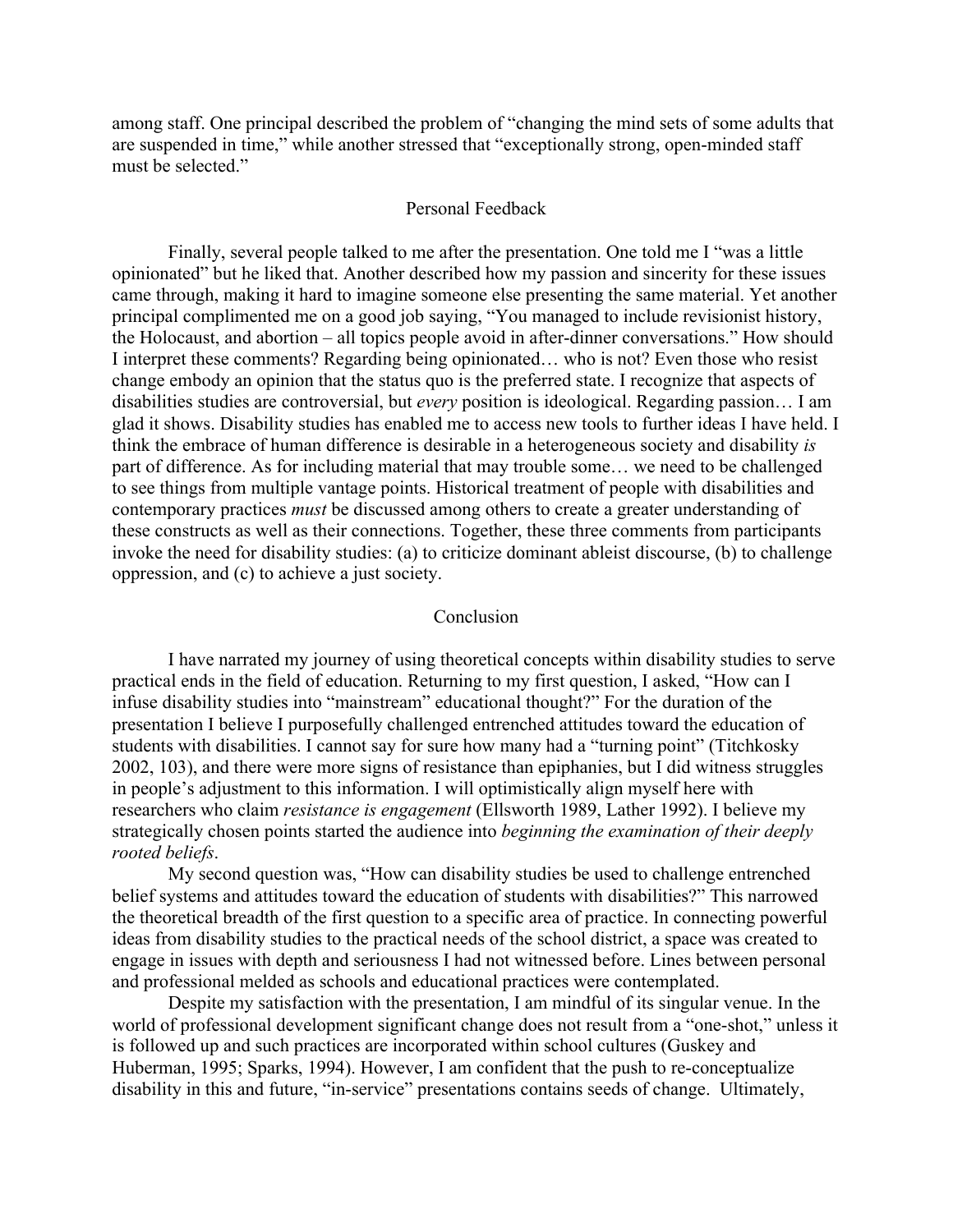among staff. One principal described the problem of "changing the mind sets of some adults that are suspended in time," while another stressed that "exceptionally strong, open-minded staff must be selected."

## Personal Feedback

Finally, several people talked to me after the presentation. One told me I "was a little opinionated" but he liked that. Another described how my passion and sincerity for these issues came through, making it hard to imagine someone else presenting the same material. Yet another principal complimented me on a good job saying, "You managed to include revisionist history, the Holocaust, and abortion – all topics people avoid in after-dinner conversations." How should I interpret these comments? Regarding being opinionated… who is not? Even those who resist change embody an opinion that the status quo is the preferred state. I recognize that aspects of disabilities studies are controversial, but *every* position is ideological. Regarding passion… I am glad it shows. Disability studies has enabled me to access new tools to further ideas I have held. I think the embrace of human difference is desirable in a heterogeneous society and disability *is* part of difference. As for including material that may trouble some… we need to be challenged to see things from multiple vantage points. Historical treatment of people with disabilities and contemporary practices *must* be discussed among others to create a greater understanding of these constructs as well as their connections. Together, these three comments from participants invoke the need for disability studies: (a) to criticize dominant ableist discourse, (b) to challenge oppression, and (c) to achieve a just society.

## Conclusion

I have narrated my journey of using theoretical concepts within disability studies to serve practical ends in the field of education. Returning to my first question, I asked, "How can I infuse disability studies into "mainstream" educational thought?" For the duration of the presentation I believe I purposefully challenged entrenched attitudes toward the education of students with disabilities. I cannot say for sure how many had a "turning point" (Titchkosky 2002, 103), and there were more signs of resistance than epiphanies, but I did witness struggles in people's adjustment to this information. I will optimistically align myself here with researchers who claim *resistance is engagement* (Ellsworth 1989, Lather 1992). I believe my strategically chosen points started the audience into *beginning the examination of their deeply rooted beliefs*.

My second question was, "How can disability studies be used to challenge entrenched belief systems and attitudes toward the education of students with disabilities?" This narrowed the theoretical breadth of the first question to a specific area of practice. In connecting powerful ideas from disability studies to the practical needs of the school district, a space was created to engage in issues with depth and seriousness I had not witnessed before. Lines between personal and professional melded as schools and educational practices were contemplated.

Despite my satisfaction with the presentation, I am mindful of its singular venue. In the world of professional development significant change does not result from a "one-shot," unless it is followed up and such practices are incorporated within school cultures (Guskey and Huberman, 1995; Sparks, 1994). However, I am confident that the push to re-conceptualize disability in this and future, "in-service" presentations contains seeds of change. Ultimately,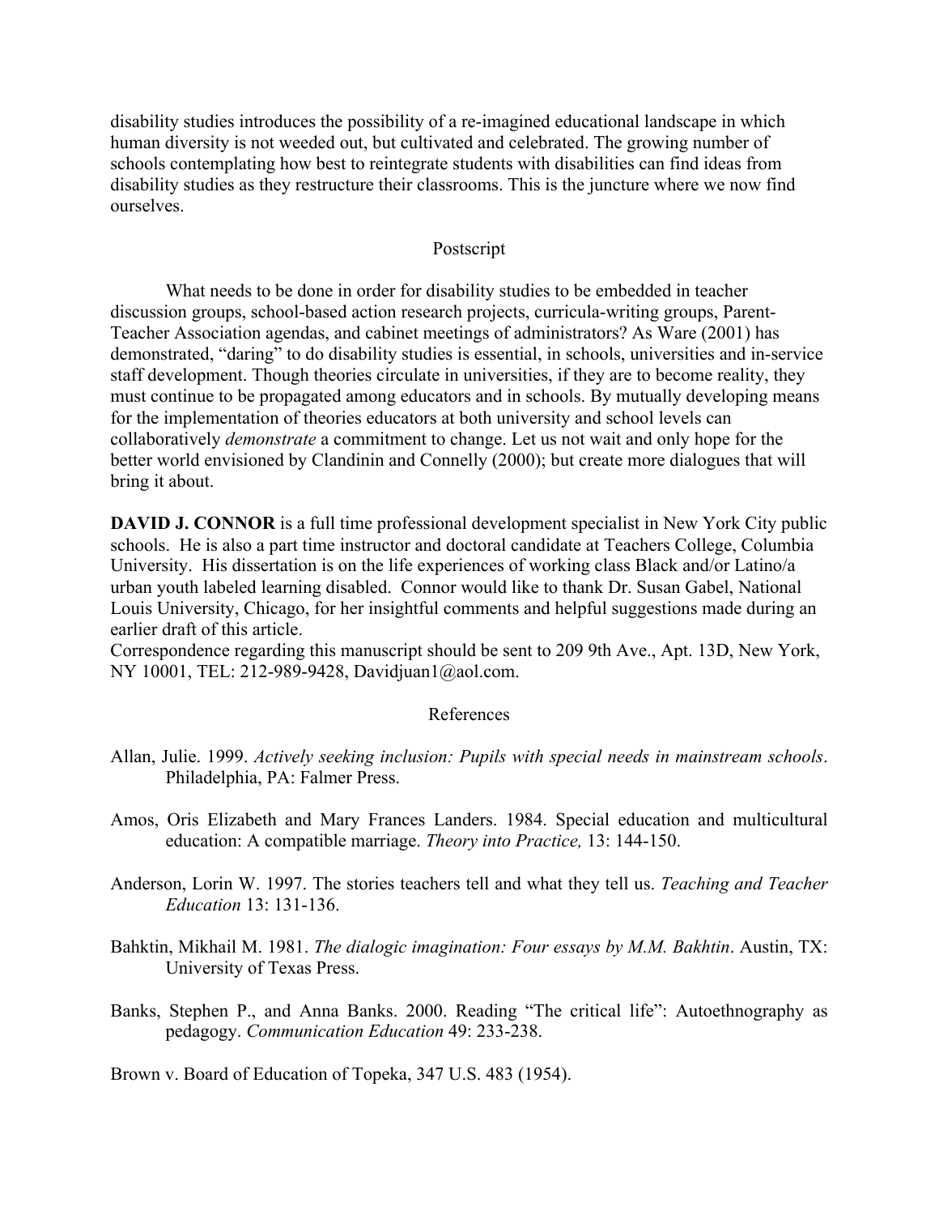disability studies introduces the possibility of a re-imagined educational landscape in which human diversity is not weeded out, but cultivated and celebrated. The growing number of schools contemplating how best to reintegrate students with disabilities can find ideas from disability studies as they restructure their classrooms. This is the juncture where we now find ourselves.

## Postscript

What needs to be done in order for disability studies to be embedded in teacher discussion groups, school-based action research projects, curricula-writing groups, Parent-Teacher Association agendas, and cabinet meetings of administrators? As Ware (2001) has demonstrated, "daring" to do disability studies is essential, in schools, universities and in-service staff development. Though theories circulate in universities, if they are to become reality, they must continue to be propagated among educators and in schools. By mutually developing means for the implementation of theories educators at both university and school levels can collaboratively *demonstrate* a commitment to change. Let us not wait and only hope for the better world envisioned by Clandinin and Connelly (2000); but create more dialogues that will bring it about.

**DAVID J. CONNOR** is a full time professional development specialist in New York City public schools. He is also a part time instructor and doctoral candidate at Teachers College, Columbia University. His dissertation is on the life experiences of working class Black and/or Latino/a urban youth labeled learning disabled. Connor would like to thank Dr. Susan Gabel, National Louis University, Chicago, for her insightful comments and helpful suggestions made during an earlier draft of this article.
Correspondence regarding this manuscript should be sent to 209 9th Ave., Apt. 13D, New York, NY 10001, TEL: 212-989-9428, Davidjuan1@aol.com.

## References

Allan, Julie. 1999. *Actively seeking inclusion: Pupils with special needs in mainstream schools*. Philadelphia, PA: Falmer Press.

Amos, Oris Elizabeth and Mary Frances Landers. 1984. Special education and multicultural education: A compatible marriage. *Theory into Practice,* 13: 144-150.

Anderson, Lorin W. 1997. The stories teachers tell and what they tell us. *Teaching and Teacher Education* 13: 131-136.

Bahktin, Mikhail M. 1981. *The dialogic imagination: Four essays by M.M. Bakhtin*. Austin, TX: University of Texas Press.

Banks, Stephen P., and Anna Banks. 2000. Reading "The critical life": Autoethnography as pedagogy. *Communication Education* 49: 233-238.

Brown v. Board of Education of Topeka, 347 U.S. 483 (1954).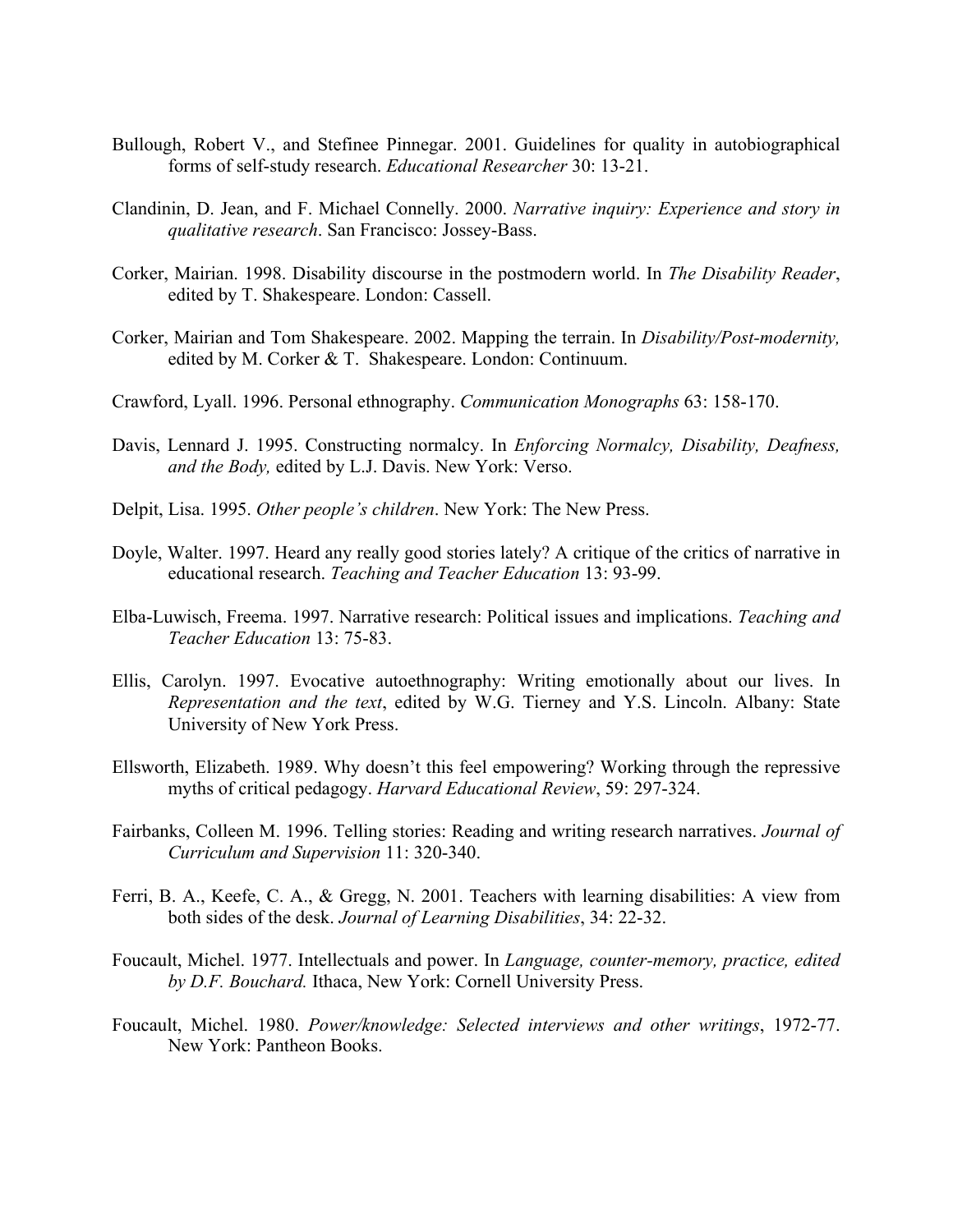Bullough, Robert V., and Stefinee Pinnegar. 2001. Guidelines for quality in autobiographical forms of self-study research. *Educational Researcher* 30: 13-21.

Clandinin, D. Jean, and F. Michael Connelly. 2000. *Narrative inquiry: Experience and story in qualitative research*. San Francisco: Jossey-Bass.

Corker, Mairian. 1998. Disability discourse in the postmodern world. In *The Disability Reader*, edited by T. Shakespeare. London: Cassell.

Corker, Mairian and Tom Shakespeare. 2002. Mapping the terrain. In *Disability/Post-modernity,* edited by M. Corker & T. Shakespeare. London: Continuum.

Crawford, Lyall. 1996. Personal ethnography. *Communication Monographs* 63: 158-170.

Davis, Lennard J. 1995. Constructing normalcy. In *Enforcing Normalcy, Disability, Deafness, and the Body,* edited by L.J. Davis. New York: Verso.

Delpit, Lisa. 1995. *Other people's children*. New York: The New Press.

Doyle, Walter. 1997. Heard any really good stories lately? A critique of the critics of narrative in educational research. *Teaching and Teacher Education* 13: 93-99.

Elba-Luwisch, Freema. 1997. Narrative research: Political issues and implications. *Teaching and Teacher Education* 13: 75-83.

Ellis, Carolyn. 1997. Evocative autoethnography: Writing emotionally about our lives. In *Representation and the text*, edited by W.G. Tierney and Y.S. Lincoln. Albany: State University of New York Press.

Ellsworth, Elizabeth. 1989. Why doesn't this feel empowering? Working through the repressive myths of critical pedagogy. *Harvard Educational Review*, 59: 297-324.

Fairbanks, Colleen M. 1996. Telling stories: Reading and writing research narratives. *Journal of Curriculum and Supervision* 11: 320-340.

Ferri, B. A., Keefe, C. A., & Gregg, N. 2001. Teachers with learning disabilities: A view from both sides of the desk. *Journal of Learning Disabilities*, 34: 22-32.

Foucault, Michel. 1977. Intellectuals and power. In *Language, counter-memory, practice, edited by D.F. Bouchard.* Ithaca, New York: Cornell University Press.

Foucault, Michel. 1980. *Power/knowledge: Selected interviews and other writings*, 1972-77. New York: Pantheon Books.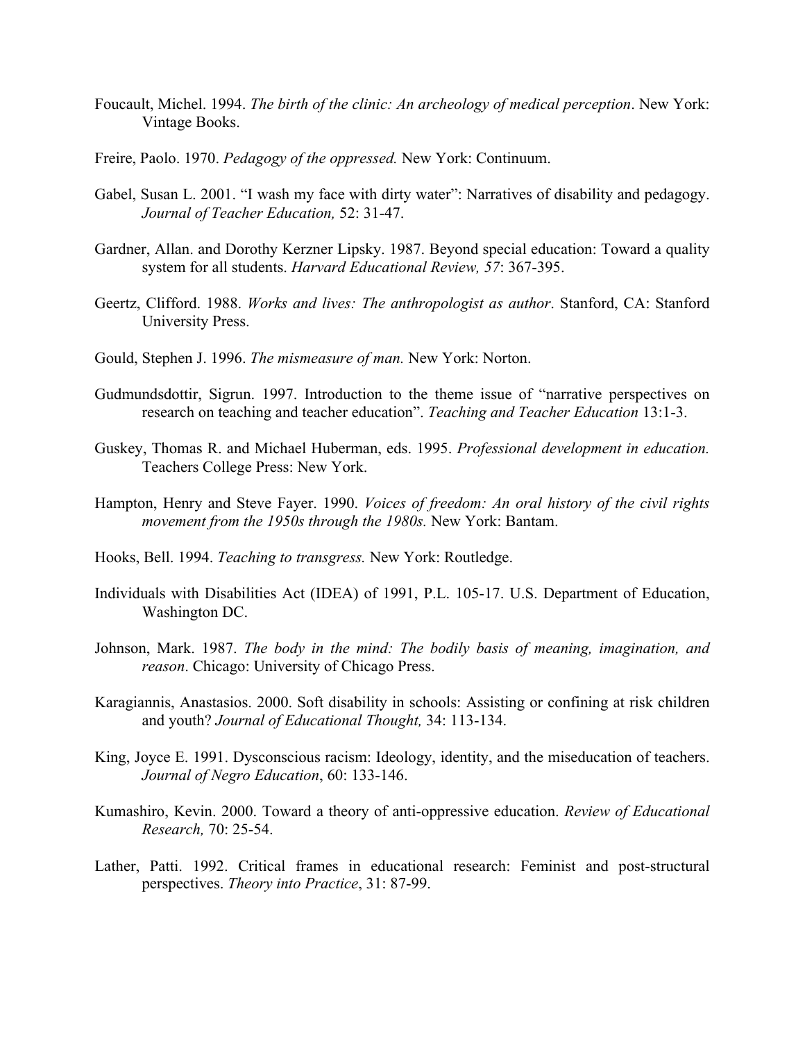Foucault, Michel. 1994. *The birth of the clinic: An archeology of medical perception*. New York: Vintage Books.

Freire, Paolo. 1970. *Pedagogy of the oppressed.* New York: Continuum.

Gabel, Susan L. 2001. "I wash my face with dirty water": Narratives of disability and pedagogy. *Journal of Teacher Education,* 52: 31-47.

Gardner, Allan. and Dorothy Kerzner Lipsky. 1987. Beyond special education: Toward a quality system for all students. *Harvard Educational Review, 57*: 367-395.

Geertz, Clifford. 1988. *Works and lives: The anthropologist as author*. Stanford, CA: Stanford University Press.

Gould, Stephen J. 1996. *The mismeasure of man.* New York: Norton.

Gudmundsdottir, Sigrun. 1997. Introduction to the theme issue of "narrative perspectives on research on teaching and teacher education". *Teaching and Teacher Education* 13:1-3.

Guskey, Thomas R. and Michael Huberman, eds. 1995. *Professional development in education.* Teachers College Press: New York.

Hampton, Henry and Steve Fayer. 1990. *Voices of freedom: An oral history of the civil rights movement from the 1950s through the 1980s.* New York: Bantam.

Hooks, Bell. 1994. *Teaching to transgress.* New York: Routledge.

Individuals with Disabilities Act (IDEA) of 1991, P.L. 105-17. U.S. Department of Education, Washington DC.

Johnson, Mark. 1987. *The body in the mind: The bodily basis of meaning, imagination, and reason*. Chicago: University of Chicago Press.

Karagiannis, Anastasios. 2000. Soft disability in schools: Assisting or confining at risk children and youth? *Journal of Educational Thought,* 34: 113-134.

King, Joyce E. 1991. Dysconscious racism: Ideology, identity, and the miseducation of teachers. *Journal of Negro Education*, 60: 133-146.

Kumashiro, Kevin. 2000. Toward a theory of anti-oppressive education. *Review of Educational Research,* 70: 25-54.

Lather, Patti. 1992. Critical frames in educational research: Feminist and post-structural perspectives. *Theory into Practice*, 31: 87-99.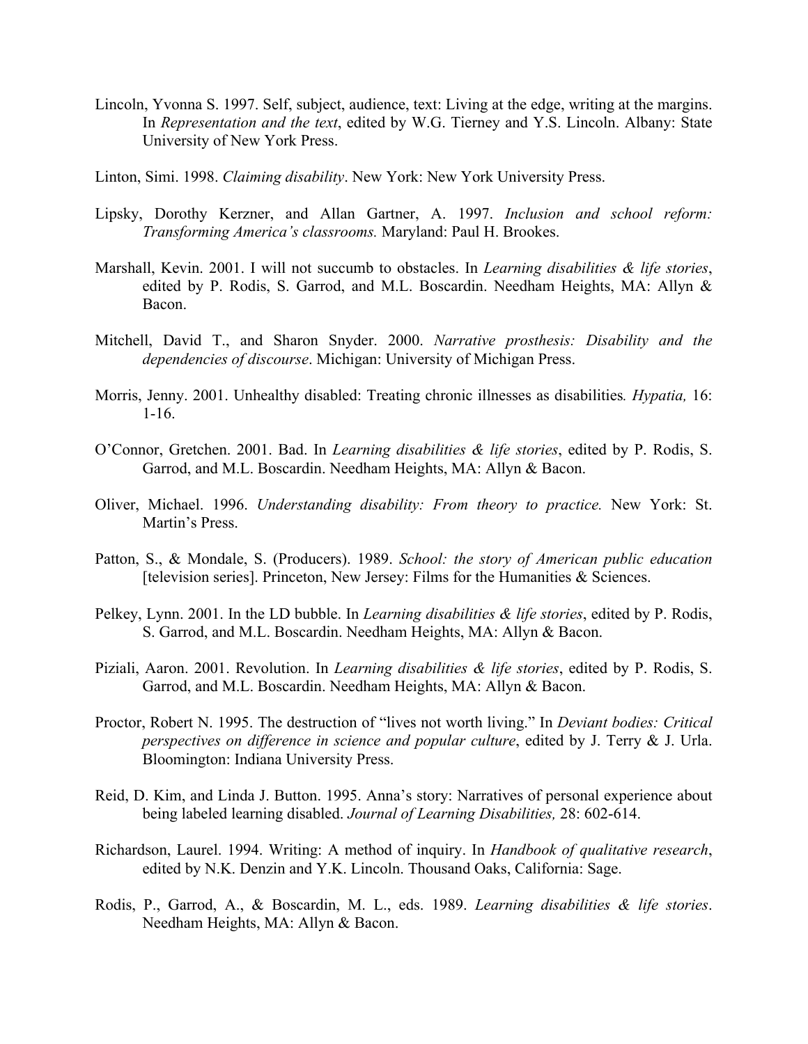Lincoln, Yvonna S. 1997. Self, subject, audience, text: Living at the edge, writing at the margins. In *Representation and the text*, edited by W.G. Tierney and Y.S. Lincoln. Albany: State University of New York Press.

Linton, Simi. 1998. *Claiming disability*. New York: New York University Press.

Lipsky, Dorothy Kerzner, and Allan Gartner, A. 1997. *Inclusion and school reform: Transforming America's classrooms.* Maryland: Paul H. Brookes.

Marshall, Kevin. 2001. I will not succumb to obstacles. In *Learning disabilities & life stories*, edited by P. Rodis, S. Garrod, and M.L. Boscardin. Needham Heights, MA: Allyn & Bacon.

Mitchell, David T., and Sharon Snyder. 2000. *Narrative prosthesis: Disability and the dependencies of discourse*. Michigan: University of Michigan Press.

Morris, Jenny. 2001. Unhealthy disabled: Treating chronic illnesses as disabilities*. Hypatia,* 16: 1-16.

O'Connor, Gretchen. 2001. Bad. In *Learning disabilities & life stories*, edited by P. Rodis, S. Garrod, and M.L. Boscardin. Needham Heights, MA: Allyn & Bacon.

Oliver, Michael. 1996. *Understanding disability: From theory to practice.* New York: St. Martin's Press.

Patton, S., & Mondale, S. (Producers). 1989. *School: the story of American public education* [television series]. Princeton, New Jersey: Films for the Humanities & Sciences.

Pelkey, Lynn. 2001. In the LD bubble. In *Learning disabilities & life stories*, edited by P. Rodis, S. Garrod, and M.L. Boscardin. Needham Heights, MA: Allyn & Bacon.

Piziali, Aaron. 2001. Revolution. In *Learning disabilities & life stories*, edited by P. Rodis, S. Garrod, and M.L. Boscardin. Needham Heights, MA: Allyn & Bacon.

Proctor, Robert N. 1995. The destruction of "lives not worth living." In *Deviant bodies: Critical perspectives on difference in science and popular culture*, edited by J. Terry & J. Urla. Bloomington: Indiana University Press.

Reid, D. Kim, and Linda J. Button. 1995. Anna's story: Narratives of personal experience about being labeled learning disabled. *Journal of Learning Disabilities,* 28: 602-614.

Richardson, Laurel. 1994. Writing: A method of inquiry. In *Handbook of qualitative research*, edited by N.K. Denzin and Y.K. Lincoln. Thousand Oaks, California: Sage.

Rodis, P., Garrod, A., & Boscardin, M. L., eds. 1989. *Learning disabilities & life stories*. Needham Heights, MA: Allyn & Bacon.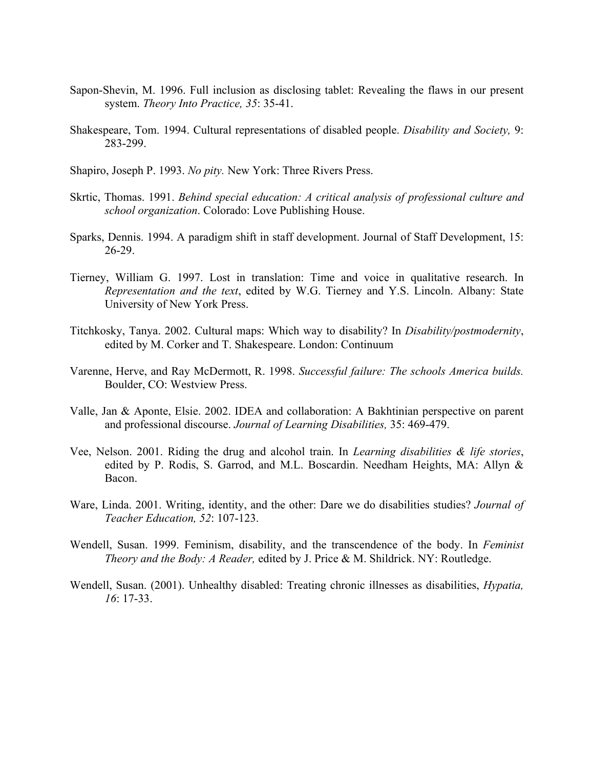Sapon-Shevin, M. 1996. Full inclusion as disclosing tablet: Revealing the flaws in our present system. *Theory Into Practice, 35*: 35-41.

Shakespeare, Tom. 1994. Cultural representations of disabled people. *Disability and Society,* 9: 283-299.

Shapiro, Joseph P. 1993. *No pity.* New York: Three Rivers Press.

Skrtic, Thomas. 1991. *Behind special education: A critical analysis of professional culture and school organization*. Colorado: Love Publishing House.

Sparks, Dennis. 1994. A paradigm shift in staff development. Journal of Staff Development, 15: 26-29.

Tierney, William G. 1997. Lost in translation: Time and voice in qualitative research. In *Representation and the text*, edited by W.G. Tierney and Y.S. Lincoln. Albany: State University of New York Press.

Titchkosky, Tanya. 2002. Cultural maps: Which way to disability? In *Disability/postmodernity*, edited by M. Corker and T. Shakespeare. London: Continuum

Varenne, Herve, and Ray McDermott, R. 1998. *Successful failure: The schools America builds.* Boulder, CO: Westview Press.

Valle, Jan & Aponte, Elsie. 2002. IDEA and collaboration: A Bakhtinian perspective on parent and professional discourse. *Journal of Learning Disabilities,* 35: 469-479.

Vee, Nelson. 2001. Riding the drug and alcohol train. In *Learning disabilities & life stories*, edited by P. Rodis, S. Garrod, and M.L. Boscardin. Needham Heights, MA: Allyn & Bacon.

Ware, Linda. 2001. Writing, identity, and the other: Dare we do disabilities studies? *Journal of Teacher Education, 52*: 107-123.

Wendell, Susan. 1999. Feminism, disability, and the transcendence of the body. In *Feminist Theory and the Body: A Reader,* edited by J. Price & M. Shildrick. NY: Routledge.

Wendell, Susan. (2001). Unhealthy disabled: Treating chronic illnesses as disabilities, *Hypatia, 16*: 17-33.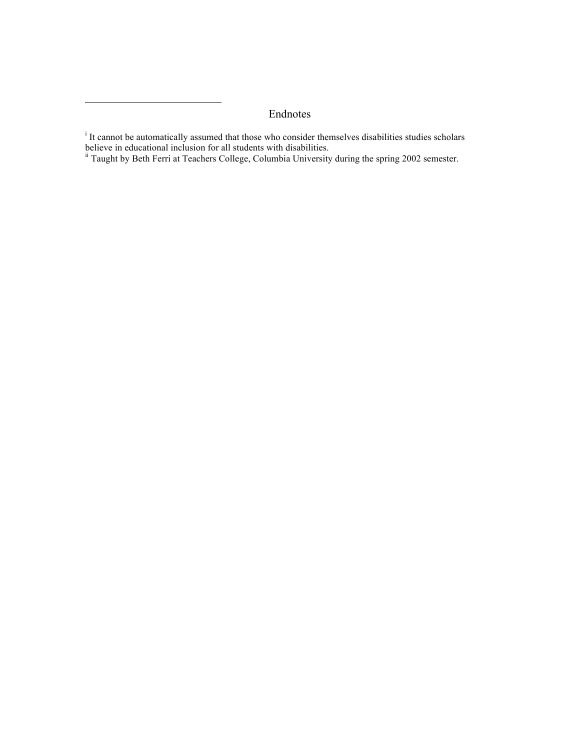# Endnotes

[i] It cannot be automatically assumed that those who consider themselves disabilities studies scholars believe in educational inclusion for all students with disabilities.
[ii] Taught by Beth Ferri at Teachers College, Columbia University during the spring 2002 semester.